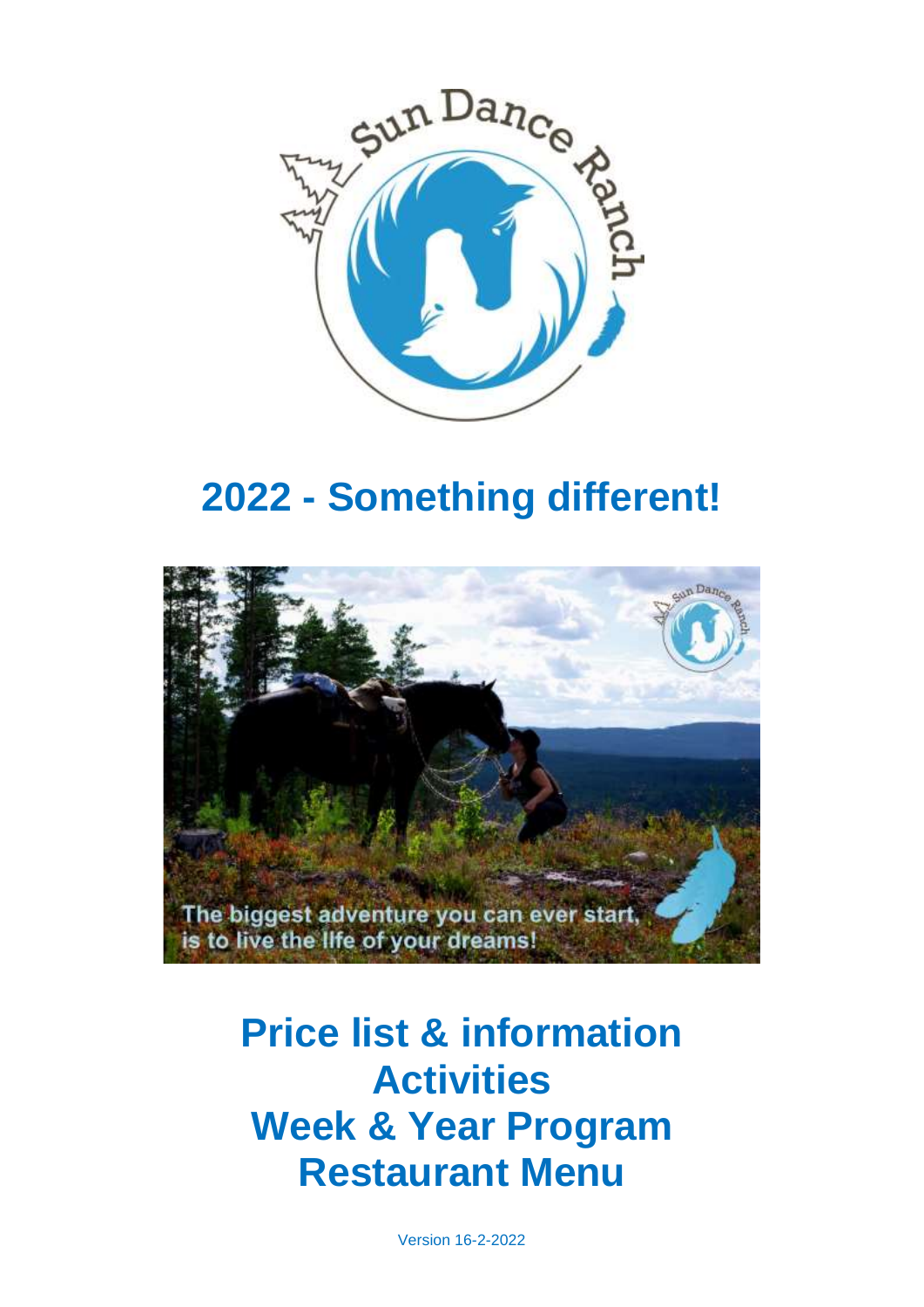# 2022 - Something different!

# Price list & information
# Activities
# Week & Year Program
# Restaurant Menu

Version 16-2-2022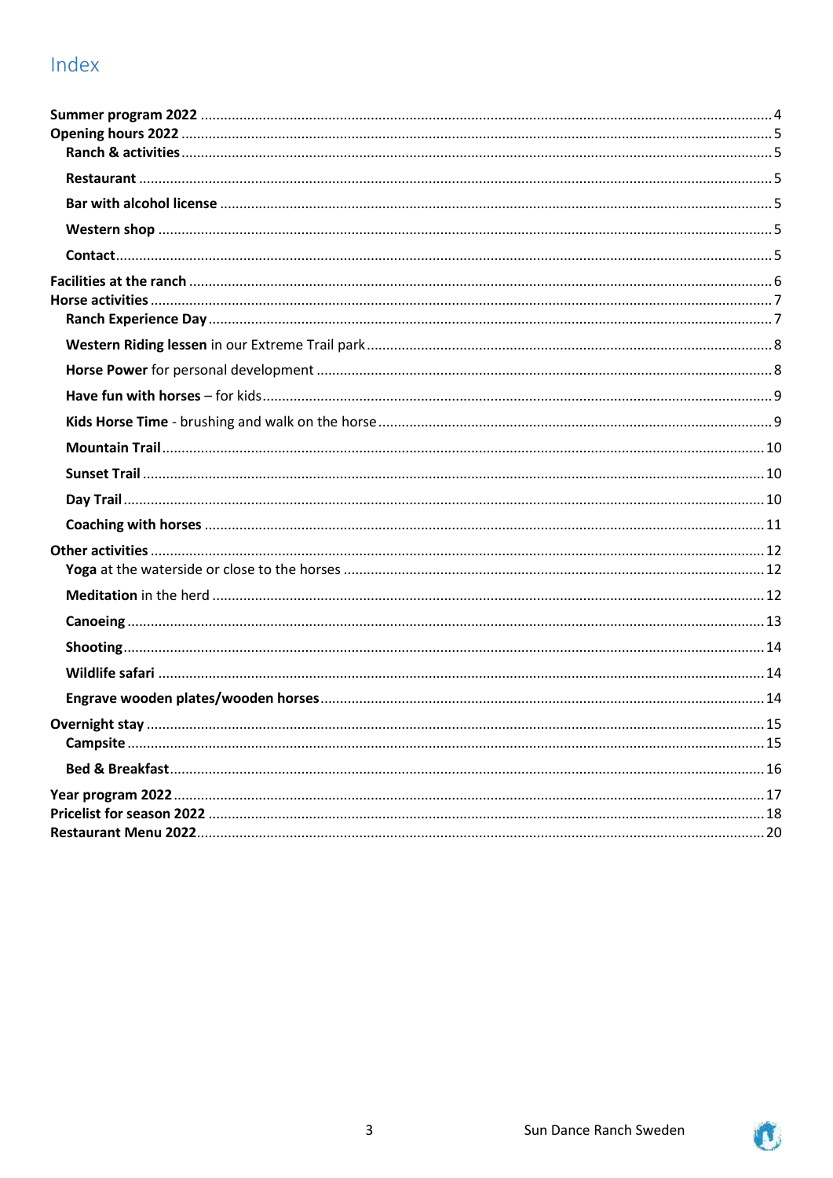# Index

**Summer program 2022** ........ 4
**Opening hours 2022** ........ 5
- **Ranch & activities** ........ 5
- **Restaurant** ........ 5
- **Bar with alcohol license** ........ 5
- **Western shop** ........ 5
- **Contact** ........ 5

**Facilities at the ranch** ........ 6
**Horse activities** ........ 7
- **Ranch Experience Day** ........ 7
- **Western Riding lessen** in our Extreme Trail park ........ 8
- **Horse Power** for personal development ........ 8
- **Have fun with horses** – for kids ........ 9
- **Kids Horse Time** - brushing and walk on the horse ........ 9
- **Mountain Trail** ........ 10
- **Sunset Trail** ........ 10
- **Day Trail** ........ 10
- **Coaching with horses** ........ 11

**Other activities** ........ 12
- **Yoga** at the waterside or close to the horses ........ 12
- **Meditation** in the herd ........ 12
- **Canoeing** ........ 13
- **Shooting** ........ 14
- **Wildlife safari** ........ 14
- **Engrave wooden plates/wooden horses** ........ 14

**Overnight stay** ........ 15
- **Campsite** ........ 15
- **Bed & Breakfast** ........ 16

**Year program 2022** ........ 17
**Pricelist for season 2022** ........ 18
**Restaurant Menu 2022** ........ 20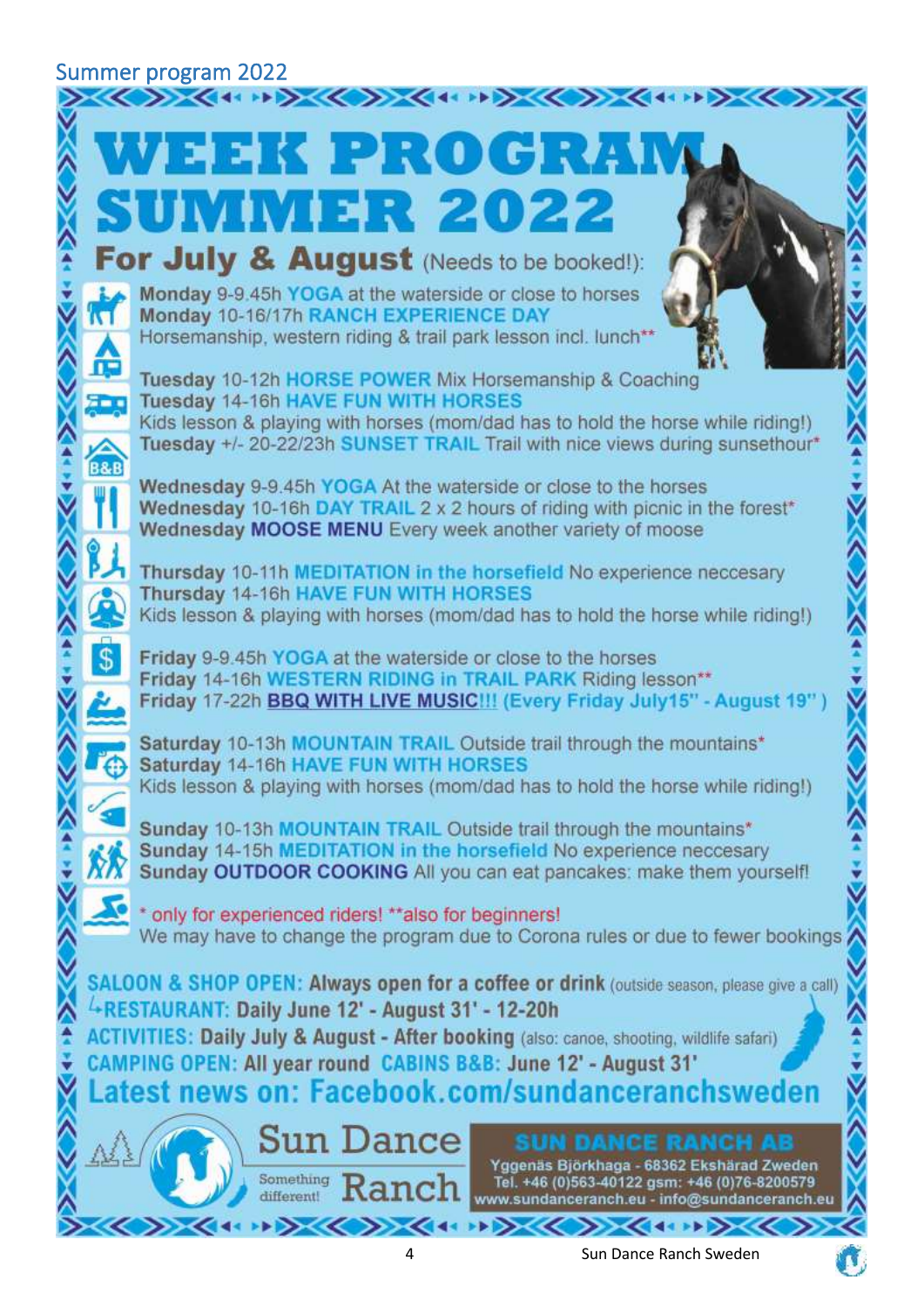## Summer program 2022

# WEEK PROGRAM SUMMER 2022

## For July & August (Needs to be booked!):

**Monday** 9-9.45h **YOGA** at the waterside or close to horses
**Monday** 10-16/17h **RANCH EXPERIENCE DAY**
Horsemanship, western riding & trail park lesson incl. lunch**

**Tuesday** 10-12h **HORSE POWER** Mix Horsemanship & Coaching
**Tuesday** 14-16h **HAVE FUN WITH HORSES**
Kids lesson & playing with horses (mom/dad has to hold the horse while riding!)
**Tuesday** +/- 20-22/23h **SUNSET TRAIL** Trail with nice views during sunsethour*

**Wednesday** 9-9.45h **YOGA** At the waterside or close to the horses
**Wednesday** 10-16h **DAY TRAIL** 2 x 2 hours of riding with picnic in the forest*
**Wednesday MOOSE MENU** Every week another variety of moose

**Thursday** 10-11h **MEDITATION in the horsefield** No experience neccesary
**Thursday** 14-16h **HAVE FUN WITH HORSES**
Kids lesson & playing with horses (mom/dad has to hold the horse while riding!)

**Friday** 9-9.45h **YOGA** at the waterside or close to the horses
**Friday** 14-16h **WESTERN RIDING in TRAIL PARK** Riding lesson**
**Friday** 17-22h **BBQ WITH LIVE MUSIC!!! (Every Friday July15" - August 19")**

**Saturday** 10-13h **MOUNTAIN TRAIL** Outside trail through the mountains*
**Saturday** 14-16h **HAVE FUN WITH HORSES**
Kids lesson & playing with horses (mom/dad has to hold the horse while riding!)

**Sunday** 10-13h **MOUNTAIN TRAIL** Outside trail through the mountains*
**Sunday** 14-15h **MEDITATION in the horsefield** No experience neccesary
**Sunday OUTDOOR COOKING** All you can eat pancakes: make them yourself!

* only for experienced riders! **also for beginners!
We may have to change the program due to Corona rules or due to fewer bookings

**SALOON & SHOP OPEN: Always open for a coffee or drink** (outside season, please give a call)
**↳RESTAURANT: Daily June 12' - August 31' - 12-20h**
**ACTIVITIES: Daily July & August - After booking** (also: canoe, shooting, wildlife safari)
**CAMPING OPEN: All year round CABINS B&B: June 12' - August 31'**

**Latest news on: Facebook.com/sundanceranchsweden**

Sun Dance Ranch
Something different!

**SUN DANCE RANCH AB**
Yggenäs Björkhaga - 68362 Ekshärad Zweden
Tel. +46 (0)563-40122 gsm: +46 (0)76-8200579
www.sundanceranch.eu - info@sundanceranch.eu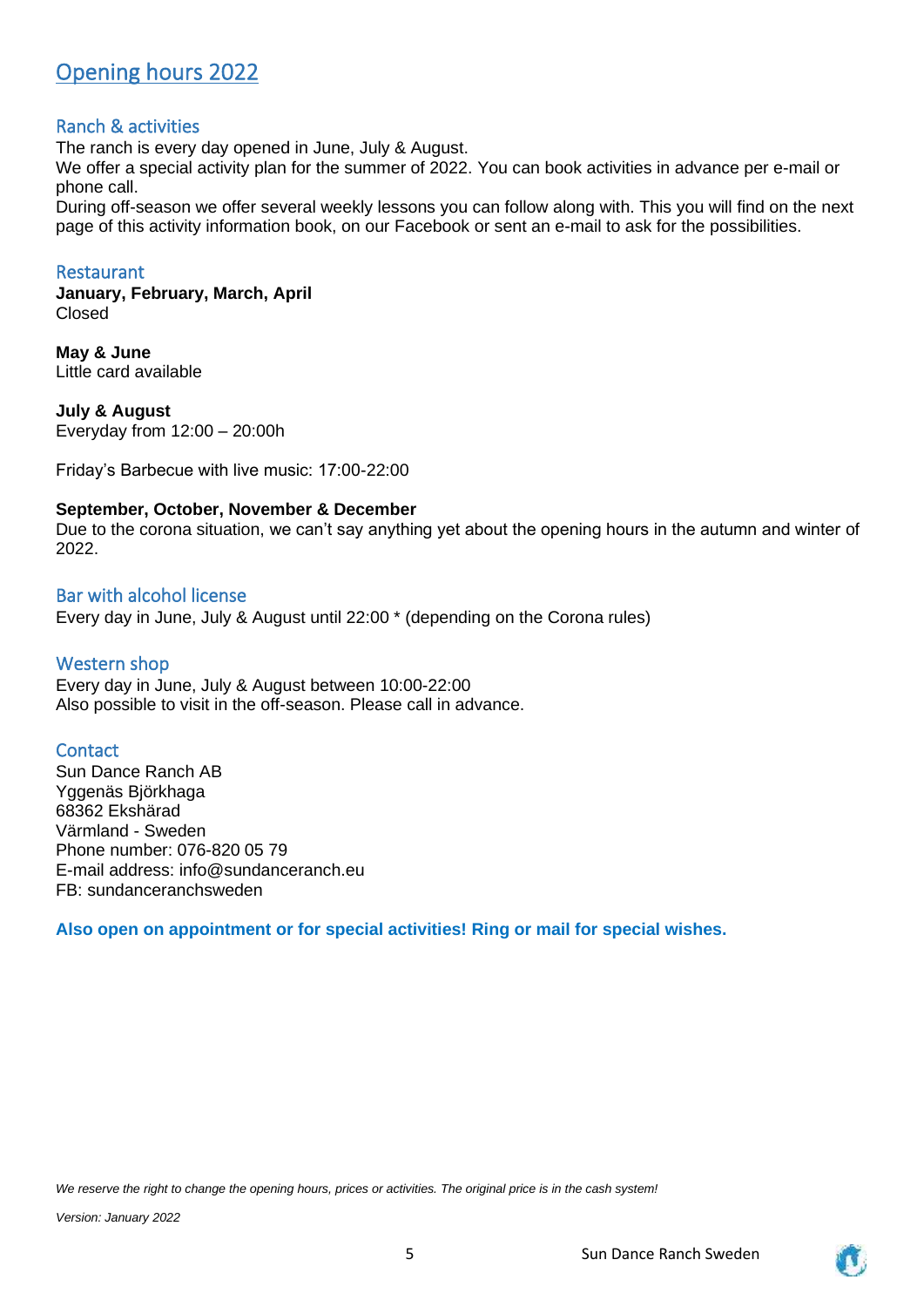# Opening hours 2022

## Ranch & activities

The ranch is every day opened in June, July & August.
We offer a special activity plan for the summer of 2022. You can book activities in advance per e-mail or phone call.
During off-season we offer several weekly lessons you can follow along with. This you will find on the next page of this activity information book, on our Facebook or sent an e-mail to ask for the possibilities.

## Restaurant

**January, February, March, April**
Closed

**May & June**
Little card available

**July & August**
Everyday from 12:00 – 20:00h

Friday's Barbecue with live music: 17:00-22:00

**September, October, November & December**
Due to the corona situation, we can't say anything yet about the opening hours in the autumn and winter of 2022.

## Bar with alcohol license

Every day in June, July & August until 22:00 * (depending on the Corona rules)

## Western shop

Every day in June, July & August between 10:00-22:00
Also possible to visit in the off-season. Please call in advance.

## Contact

Sun Dance Ranch AB
Yggenäs Björkhaga
68362 Ekshärad
Värmland - Sweden
Phone number: 076-820 05 79
E-mail address: info@sundanceranch.eu
FB: sundanceranchsweden

**Also open on appointment or for special activities! Ring or mail for special wishes.**

*We reserve the right to change the opening hours, prices or activities. The original price is in the cash system!*

*Version: January 2022*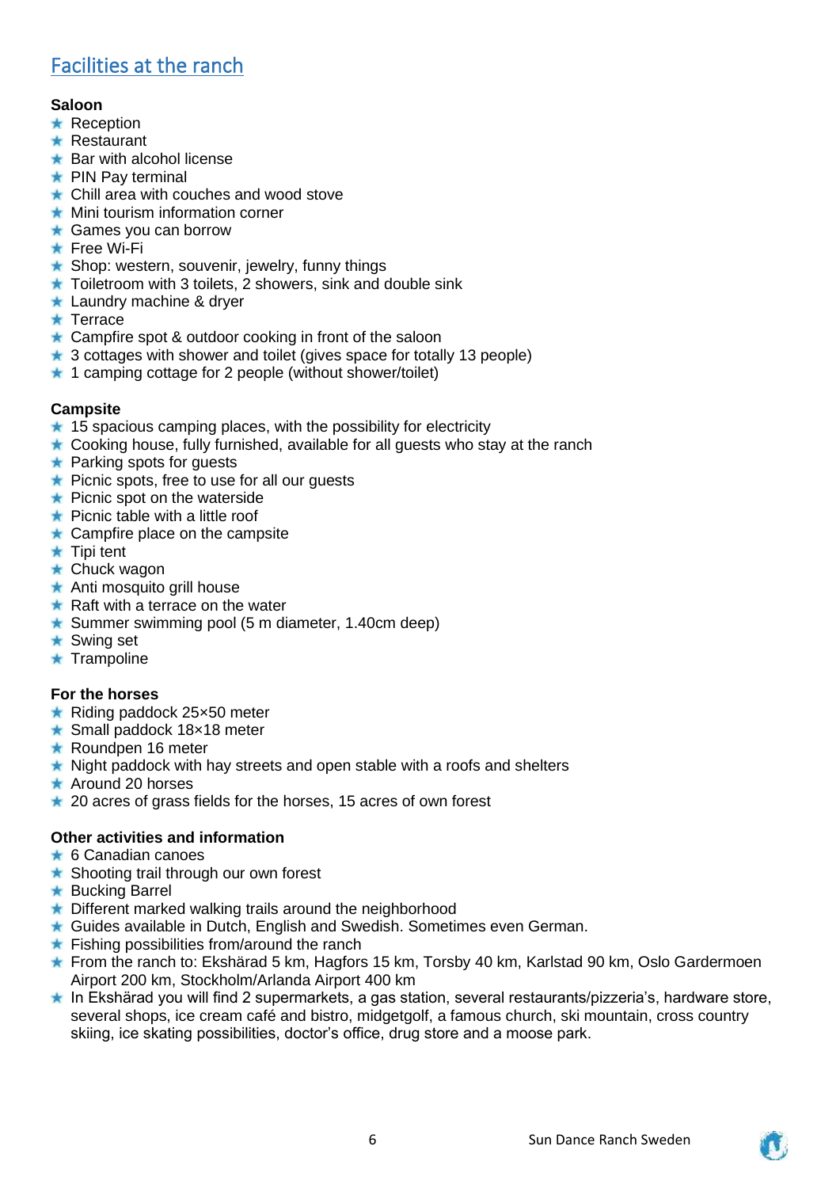## Facilities at the ranch

**Saloon**

- Reception
- Restaurant
- Bar with alcohol license
- PIN Pay terminal
- Chill area with couches and wood stove
- Mini tourism information corner
- Games you can borrow
- Free Wi-Fi
- Shop: western, souvenir, jewelry, funny things
- Toiletroom with 3 toilets, 2 showers, sink and double sink
- Laundry machine & dryer
- Terrace
- Campfire spot & outdoor cooking in front of the saloon
- 3 cottages with shower and toilet (gives space for totally 13 people)
- 1 camping cottage for 2 people (without shower/toilet)

**Campsite**

- 15 spacious camping places, with the possibility for electricity
- Cooking house, fully furnished, available for all guests who stay at the ranch
- Parking spots for guests
- Picnic spots, free to use for all our guests
- Picnic spot on the waterside
- Picnic table with a little roof
- Campfire place on the campsite
- Tipi tent
- Chuck wagon
- Anti mosquito grill house
- Raft with a terrace on the water
- Summer swimming pool (5 m diameter, 1.40cm deep)
- Swing set
- Trampoline

**For the horses**

- Riding paddock 25×50 meter
- Small paddock 18×18 meter
- Roundpen 16 meter
- Night paddock with hay streets and open stable with a roofs and shelters
- Around 20 horses
- 20 acres of grass fields for the horses, 15 acres of own forest

**Other activities and information**

- 6 Canadian canoes
- Shooting trail through our own forest
- Bucking Barrel
- Different marked walking trails around the neighborhood
- Guides available in Dutch, English and Swedish. Sometimes even German.
- Fishing possibilities from/around the ranch
- From the ranch to: Ekshärad 5 km, Hagfors 15 km, Torsby 40 km, Karlstad 90 km, Oslo Gardermoen Airport 200 km, Stockholm/Arlanda Airport 400 km
- In Ekshärad you will find 2 supermarkets, a gas station, several restaurants/pizzeria's, hardware store, several shops, ice cream café and bistro, midgetgolf, a famous church, ski mountain, cross country skiing, ice skating possibilities, doctor's office, drug store and a moose park.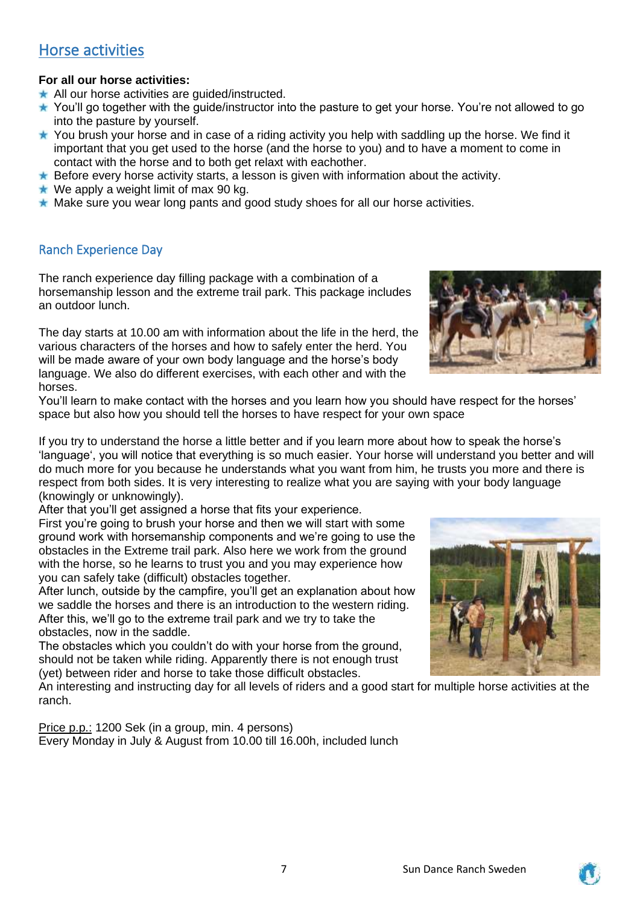## Horse activities

**For all our horse activities:**

- All our horse activities are guided/instructed.
- You'll go together with the guide/instructor into the pasture to get your horse. You're not allowed to go into the pasture by yourself.
- You brush your horse and in case of a riding activity you help with saddling up the horse. We find it important that you get used to the horse (and the horse to you) and to have a moment to come in contact with the horse and to both get relaxt with eachother.
- Before every horse activity starts, a lesson is given with information about the activity.
- We apply a weight limit of max 90 kg.
- Make sure you wear long pants and good study shoes for all our horse activities.

### Ranch Experience Day

The ranch experience day filling package with a combination of a horsemanship lesson and the extreme trail park. This package includes an outdoor lunch.

The day starts at 10.00 am with information about the life in the herd, the various characters of the horses and how to safely enter the herd. You will be made aware of your own body language and the horse's body language. We also do different exercises, with each other and with the horses.
You'll learn to make contact with the horses and you learn how you should have respect for the horses' space but also how you should tell the horses to have respect for your own space

If you try to understand the horse a little better and if you learn more about how to speak the horse's 'language', you will notice that everything is so much easier. Your horse will understand you better and will do much more for you because he understands what you want from him, he trusts you more and there is respect from both sides. It is very interesting to realize what you are saying with your body language (knowingly or unknowingly).
After that you'll get assigned a horse that fits your experience.
First you're going to brush your horse and then we will start with some ground work with horsemanship components and we're going to use the obstacles in the Extreme trail park. Also here we work from the ground with the horse, so he learns to trust you and you may experience how you can safely take (difficult) obstacles together.
After lunch, outside by the campfire, you'll get an explanation about how we saddle the horses and there is an introduction to the western riding. After this, we'll go to the extreme trail park and we try to take the obstacles, now in the saddle.
The obstacles which you couldn't do with your horse from the ground, should not be taken while riding. Apparently there is not enough trust (yet) between rider and horse to take those difficult obstacles.
An interesting and instructing day for all levels of riders and a good start for multiple horse activities at the ranch.

Price p.p.: 1200 Sek (in a group, min. 4 persons)
Every Monday in July & August from 10.00 till 16.00h, included lunch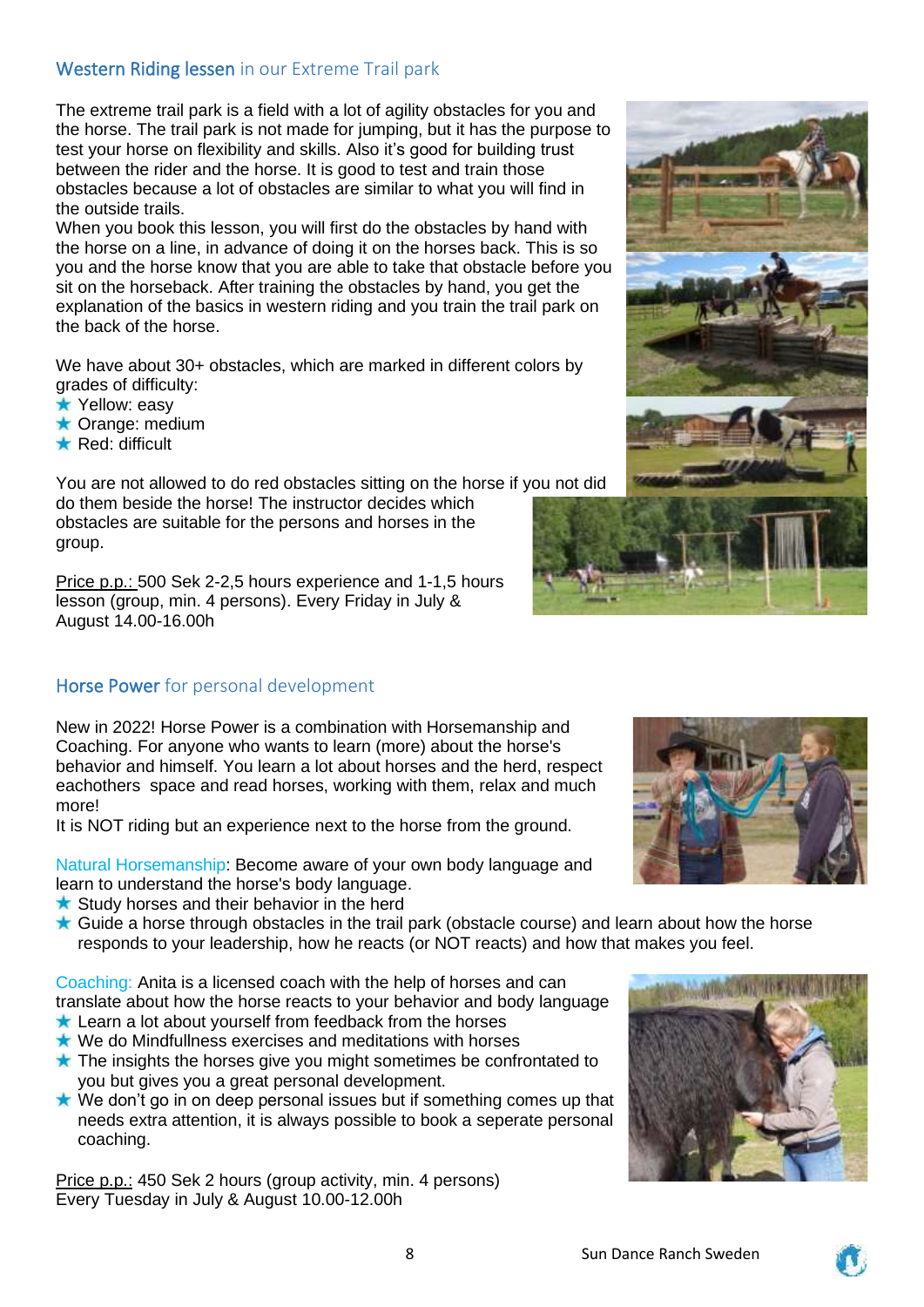## Western Riding lessen in our Extreme Trail park

The extreme trail park is a field with a lot of agility obstacles for you and the horse. The trail park is not made for jumping, but it has the purpose to test your horse on flexibility and skills. Also it's good for building trust between the rider and the horse. It is good to test and train those obstacles because a lot of obstacles are similar to what you will find in the outside trails.
When you book this lesson, you will first do the obstacles by hand with the horse on a line, in advance of doing it on the horses back. This is so you and the horse know that you are able to take that obstacle before you sit on the horseback. After training the obstacles by hand, you get the explanation of the basics in western riding and you train the trail park on the back of the horse.

We have about 30+ obstacles, which are marked in different colors by grades of difficulty:

- Yellow: easy
- Orange: medium
- Red: difficult

You are not allowed to do red obstacles sitting on the horse if you not did do them beside the horse! The instructor decides which obstacles are suitable for the persons and horses in the group.

Price p.p.: 500 Sek 2-2,5 hours experience and 1-1,5 hours lesson (group, min. 4 persons). Every Friday in July & August 14.00-16.00h

## Horse Power for personal development

New in 2022! Horse Power is a combination with Horsemanship and Coaching. For anyone who wants to learn (more) about the horse's behavior and himself. You learn a lot about horses and the herd, respect eachothers space and read horses, working with them, relax and much more!
It is NOT riding but an experience next to the horse from the ground.

Natural Horsemanship: Become aware of your own body language and learn to understand the horse's body language.

- Study horses and their behavior in the herd
- Guide a horse through obstacles in the trail park (obstacle course) and learn about how the horse responds to your leadership, how he reacts (or NOT reacts) and how that makes you feel.

Coaching: Anita is a licensed coach with the help of horses and can translate about how the horse reacts to your behavior and body language

- Learn a lot about yourself from feedback from the horses
- We do Mindfullness exercises and meditations with horses
- The insights the horses give you might sometimes be confrontated to you but gives you a great personal development.
- We don't go in on deep personal issues but if something comes up that needs extra attention, it is always possible to book a seperate personal coaching.

Price p.p.: 450 Sek 2 hours (group activity, min. 4 persons)
Every Tuesday in July & August 10.00-12.00h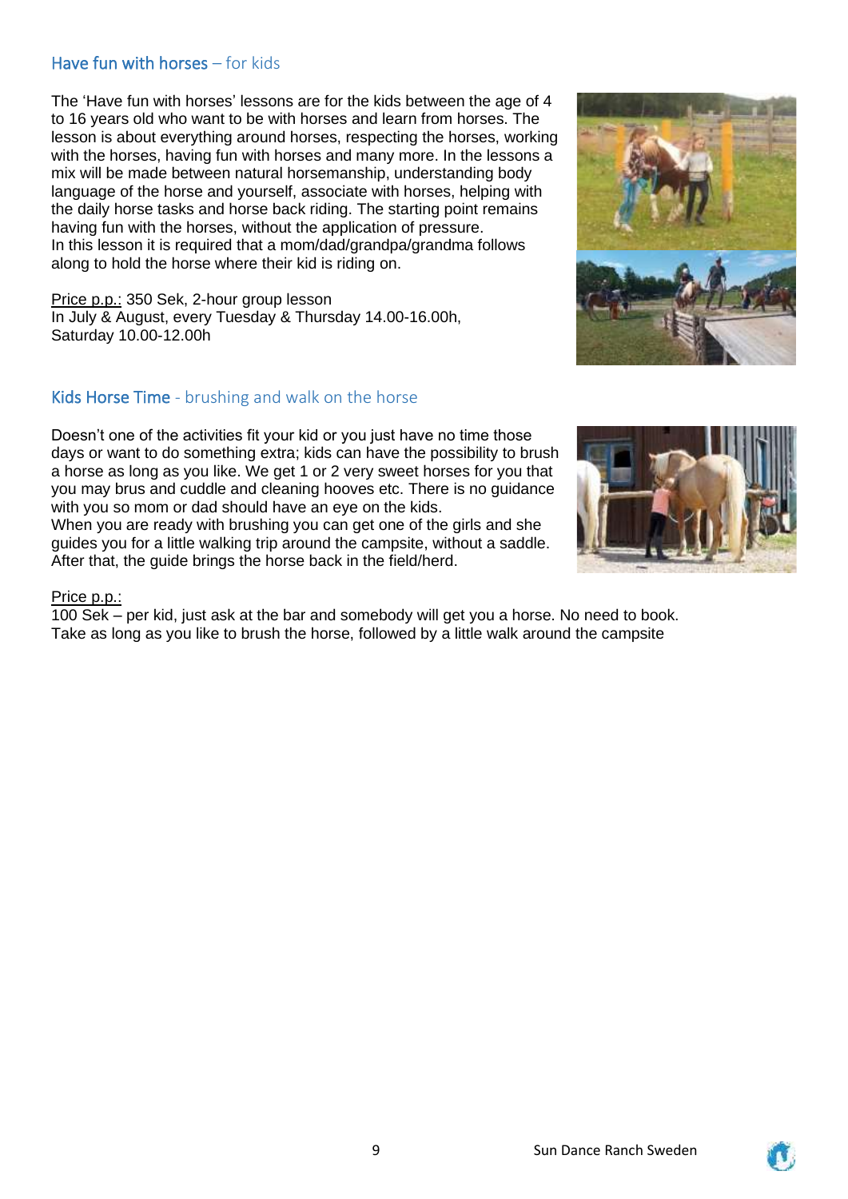## Have fun with horses – for kids

The 'Have fun with horses' lessons are for the kids between the age of 4 to 16 years old who want to be with horses and learn from horses. The lesson is about everything around horses, respecting the horses, working with the horses, having fun with horses and many more. In the lessons a mix will be made between natural horsemanship, understanding body language of the horse and yourself, associate with horses, helping with the daily horse tasks and horse back riding. The starting point remains having fun with the horses, without the application of pressure.
In this lesson it is required that a mom/dad/grandpa/grandma follows along to hold the horse where their kid is riding on.

<u>Price p.p.:</u> 350 Sek, 2-hour group lesson
In July & August, every Tuesday & Thursday 14.00-16.00h,
Saturday 10.00-12.00h

## Kids Horse Time - brushing and walk on the horse

Doesn't one of the activities fit your kid or you just have no time those days or want to do something extra; kids can have the possibility to brush a horse as long as you like. We get 1 or 2 very sweet horses for you that you may brus and cuddle and cleaning hooves etc. There is no guidance with you so mom or dad should have an eye on the kids.
When you are ready with brushing you can get one of the girls and she guides you for a little walking trip around the campsite, without a saddle. After that, the guide brings the horse back in the field/herd.

<u>Price p.p.:</u>
100 Sek – per kid, just ask at the bar and somebody will get you a horse. No need to book.
Take as long as you like to brush the horse, followed by a little walk around the campsite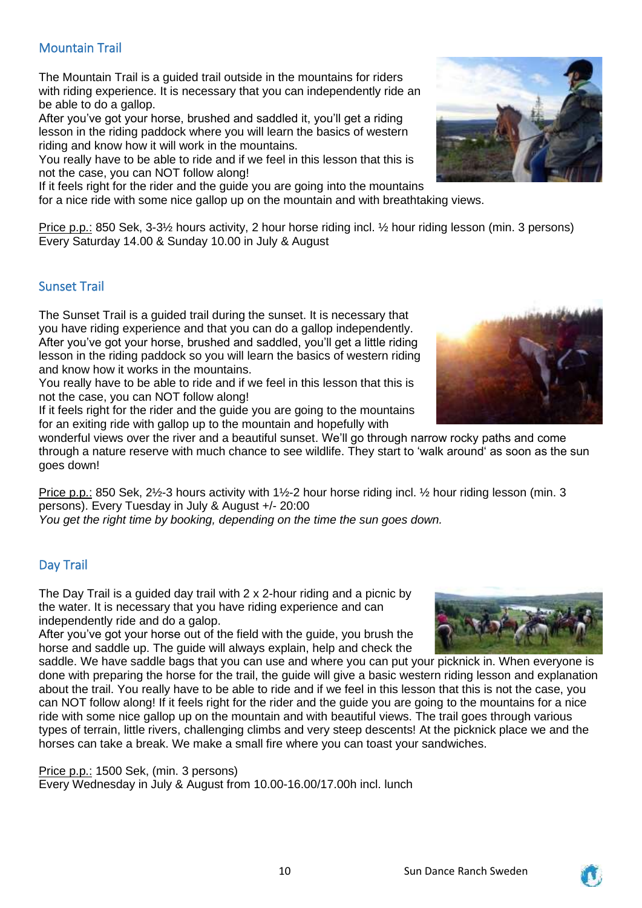## Mountain Trail

The Mountain Trail is a guided trail outside in the mountains for riders with riding experience. It is necessary that you can independently ride an be able to do a gallop.
After you've got your horse, brushed and saddled it, you'll get a riding lesson in the riding paddock where you will learn the basics of western riding and know how it will work in the mountains.
You really have to be able to ride and if we feel in this lesson that this is not the case, you can NOT follow along!
If it feels right for the rider and the guide you are going into the mountains for a nice ride with some nice gallop up on the mountain and with breathtaking views.

Price p.p.: 850 Sek, 3-3½ hours activity, 2 hour horse riding incl. ½ hour riding lesson (min. 3 persons)
Every Saturday 14.00 & Sunday 10.00 in July & August

## Sunset Trail

The Sunset Trail is a guided trail during the sunset. It is necessary that you have riding experience and that you can do a gallop independently.
After you've got your horse, brushed and saddled, you'll get a little riding lesson in the riding paddock so you will learn the basics of western riding and know how it works in the mountains.
You really have to be able to ride and if we feel in this lesson that this is not the case, you can NOT follow along!
If it feels right for the rider and the guide you are going to the mountains for an exiting ride with gallop up to the mountain and hopefully with wonderful views over the river and a beautiful sunset. We'll go through narrow rocky paths and come through a nature reserve with much chance to see wildlife. They start to 'walk around' as soon as the sun goes down!

Price p.p.: 850 Sek, 2½-3 hours activity with 1½-2 hour horse riding incl. ½ hour riding lesson (min. 3 persons). Every Tuesday in July & August +/- 20:00
*You get the right time by booking, depending on the time the sun goes down.*

## Day Trail

The Day Trail is a guided day trail with 2 x 2-hour riding and a picnic by the water. It is necessary that you have riding experience and can independently ride and do a galop.
After you've got your horse out of the field with the guide, you brush the horse and saddle up. The guide will always explain, help and check the saddle. We have saddle bags that you can use and where you can put your picknick in. When everyone is done with preparing the horse for the trail, the guide will give a basic western riding lesson and explanation about the trail. You really have to be able to ride and if we feel in this lesson that this is not the case, you can NOT follow along! If it feels right for the rider and the guide you are going to the mountains for a nice ride with some nice gallop up on the mountain and with beautiful views. The trail goes through various types of terrain, little rivers, challenging climbs and very steep descents! At the picknick place we and the horses can take a break. We make a small fire where you can toast your sandwiches.

Price p.p.: 1500 Sek, (min. 3 persons)
Every Wednesday in July & August from 10.00-16.00/17.00h incl. lunch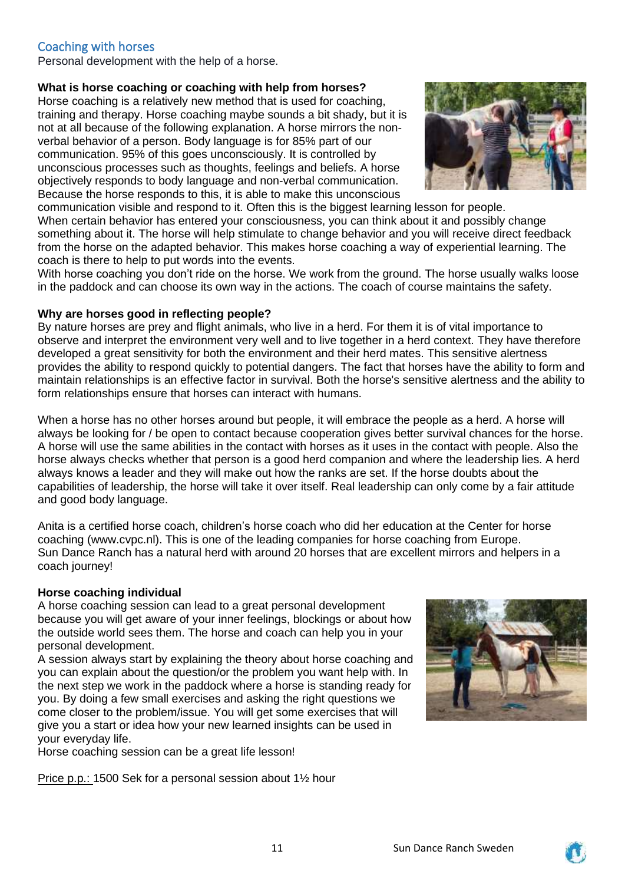## Coaching with horses

Personal development with the help of a horse.

**What is horse coaching or coaching with help from horses?**

Horse coaching is a relatively new method that is used for coaching, training and therapy. Horse coaching maybe sounds a bit shady, but it is not at all because of the following explanation. A horse mirrors the non-verbal behavior of a person. Body language is for 85% part of our communication. 95% of this goes unconsciously. It is controlled by unconscious processes such as thoughts, feelings and beliefs. A horse objectively responds to body language and non-verbal communication. Because the horse responds to this, it is able to make this unconscious communication visible and respond to it. Often this is the biggest learning lesson for people. When certain behavior has entered your consciousness, you can think about it and possibly change something about it. The horse will help stimulate to change behavior and you will receive direct feedback from the horse on the adapted behavior. This makes horse coaching a way of experiential learning. The coach is there to help to put words into the events.

With horse coaching you don't ride on the horse. We work from the ground. The horse usually walks loose in the paddock and can choose its own way in the actions. The coach of course maintains the safety.

**Why are horses good in reflecting people?**

By nature horses are prey and flight animals, who live in a herd. For them it is of vital importance to observe and interpret the environment very well and to live together in a herd context. They have therefore developed a great sensitivity for both the environment and their herd mates. This sensitive alertness provides the ability to respond quickly to potential dangers. The fact that horses have the ability to form and maintain relationships is an effective factor in survival. Both the horse's sensitive alertness and the ability to form relationships ensure that horses can interact with humans.

When a horse has no other horses around but people, it will embrace the people as a herd. A horse will always be looking for / be open to contact because cooperation gives better survival chances for the horse. A horse will use the same abilities in the contact with horses as it uses in the contact with people. Also the horse always checks whether that person is a good herd companion and where the leadership lies. A herd always knows a leader and they will make out how the ranks are set. If the horse doubts about the capabilities of leadership, the horse will take it over itself. Real leadership can only come by a fair attitude and good body language.

Anita is a certified horse coach, children's horse coach who did her education at the Center for horse coaching (www.cvpc.nl). This is one of the leading companies for horse coaching from Europe. Sun Dance Ranch has a natural herd with around 20 horses that are excellent mirrors and helpers in a coach journey!

**Horse coaching individual**

A horse coaching session can lead to a great personal development because you will get aware of your inner feelings, blockings or about how the outside world sees them. The horse and coach can help you in your personal development.

A session always start by explaining the theory about horse coaching and you can explain about the question/or the problem you want help with. In the next step we work in the paddock where a horse is standing ready for you. By doing a few small exercises and asking the right questions we come closer to the problem/issue. You will get some exercises that will give you a start or idea how your new learned insights can be used in your everyday life.

Horse coaching session can be a great life lesson!

Price p.p.: 1500 Sek for a personal session about 1½ hour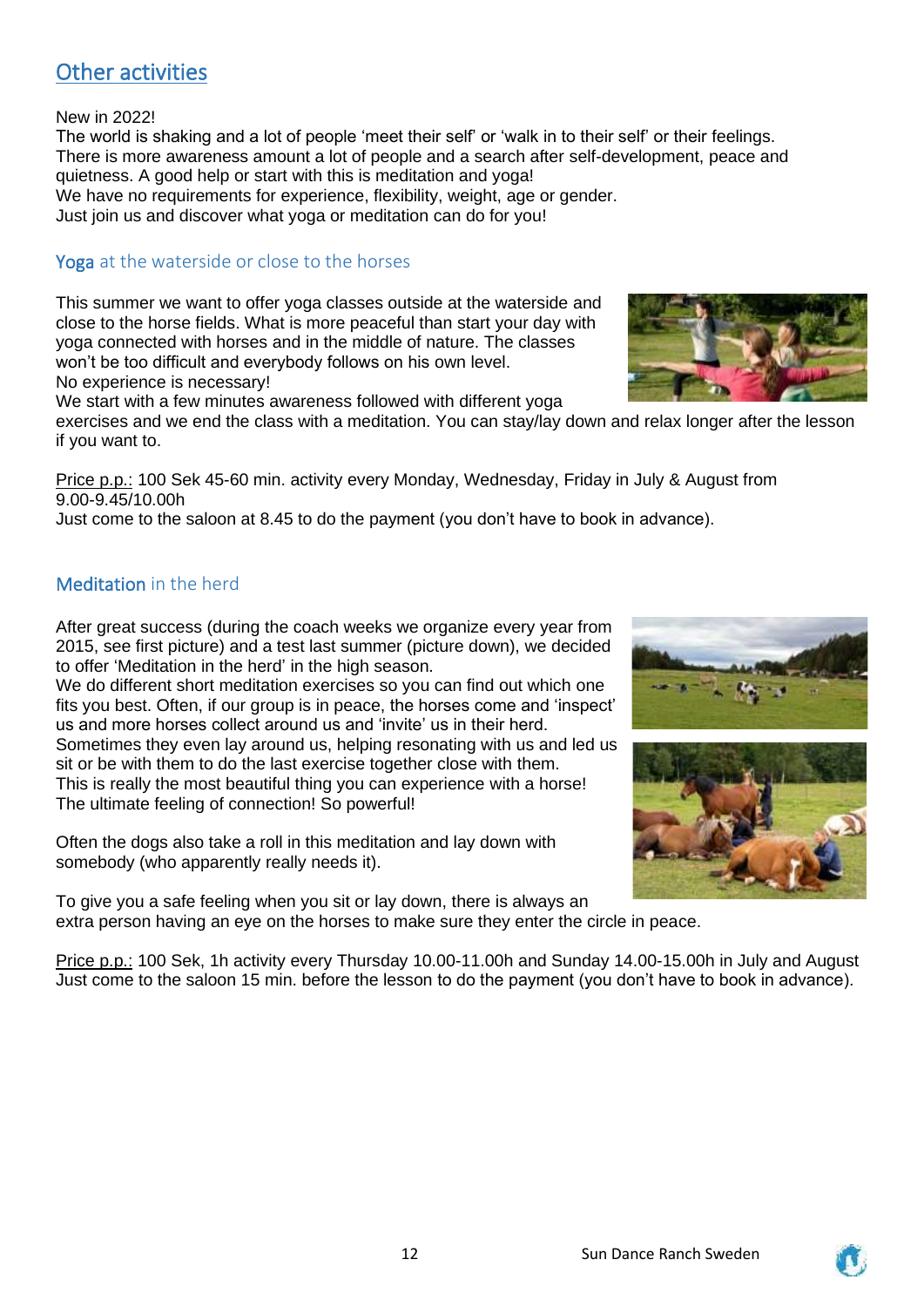## Other activities

New in 2022!
The world is shaking and a lot of people 'meet their self' or 'walk in to their self' or their feelings.
There is more awareness amount a lot of people and a search after self-development, peace and quietness. A good help or start with this is meditation and yoga!
We have no requirements for experience, flexibility, weight, age or gender.
Just join us and discover what yoga or meditation can do for you!

### Yoga at the waterside or close to the horses

This summer we want to offer yoga classes outside at the waterside and close to the horse fields. What is more peaceful than start your day with yoga connected with horses and in the middle of nature. The classes won't be too difficult and everybody follows on his own level.
No experience is necessary!
We start with a few minutes awareness followed with different yoga exercises and we end the class with a meditation. You can stay/lay down and relax longer after the lesson if you want to.

Price p.p.: 100 Sek 45-60 min. activity every Monday, Wednesday, Friday in July & August from 9.00-9.45/10.00h
Just come to the saloon at 8.45 to do the payment (you don't have to book in advance).

### Meditation in the herd

After great success (during the coach weeks we organize every year from 2015, see first picture) and a test last summer (picture down), we decided to offer 'Meditation in the herd' in the high season.
We do different short meditation exercises so you can find out which one fits you best. Often, if our group is in peace, the horses come and 'inspect' us and more horses collect around us and 'invite' us in their herd.
Sometimes they even lay around us, helping resonating with us and led us sit or be with them to do the last exercise together close with them.
This is really the most beautiful thing you can experience with a horse!
The ultimate feeling of connection! So powerful!

Often the dogs also take a roll in this meditation and lay down with somebody (who apparently really needs it).

To give you a safe feeling when you sit or lay down, there is always an extra person having an eye on the horses to make sure they enter the circle in peace.

Price p.p.: 100 Sek, 1h activity every Thursday 10.00-11.00h and Sunday 14.00-15.00h in July and August
Just come to the saloon 15 min. before the lesson to do the payment (you don't have to book in advance).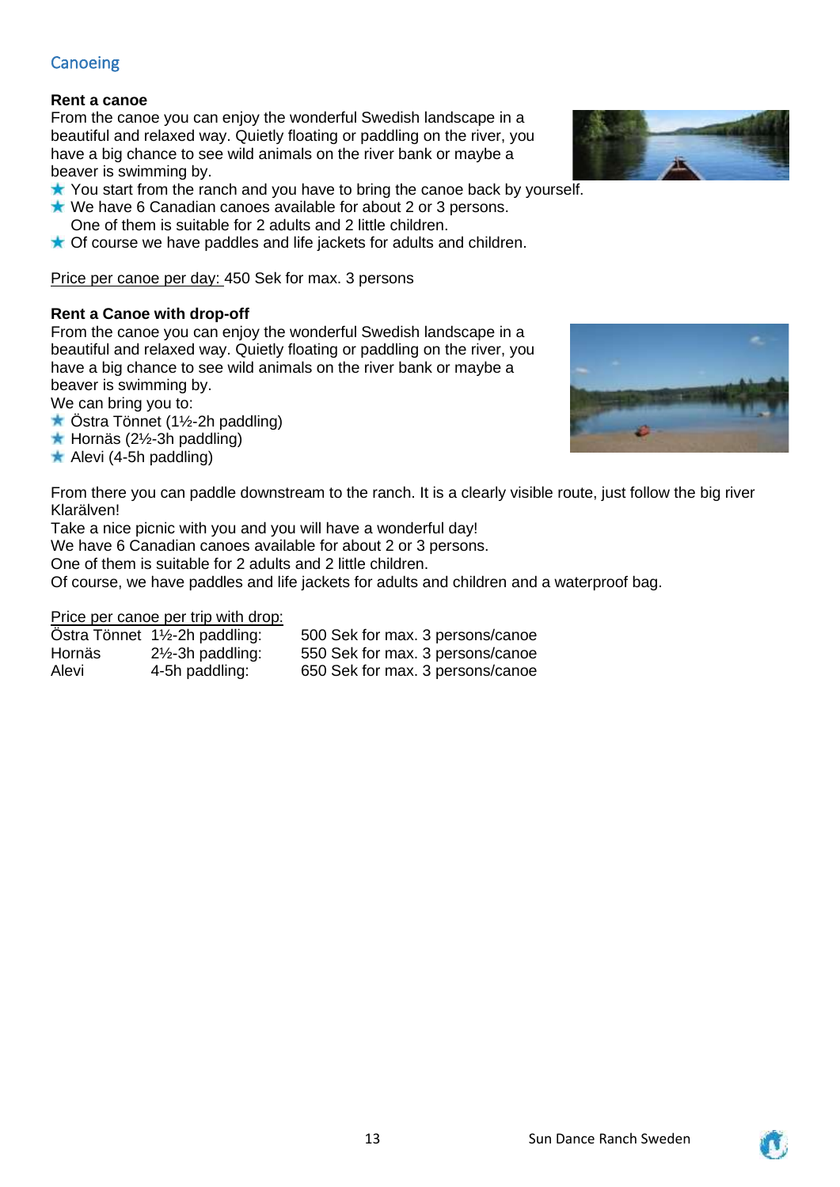## Canoeing

**Rent a canoe**

From the canoe you can enjoy the wonderful Swedish landscape in a beautiful and relaxed way. Quietly floating or paddling on the river, you have a big chance to see wild animals on the river bank or maybe a beaver is swimming by.

- You start from the ranch and you have to bring the canoe back by yourself.
- We have 6 Canadian canoes available for about 2 or 3 persons.
  One of them is suitable for 2 adults and 2 little children.
- Of course we have paddles and life jackets for adults and children.

Price per canoe per day: 450 Sek for max. 3 persons

**Rent a Canoe with drop-off**

From the canoe you can enjoy the wonderful Swedish landscape in a beautiful and relaxed way. Quietly floating or paddling on the river, you have a big chance to see wild animals on the river bank or maybe a beaver is swimming by.

We can bring you to:

- Östra Tönnet (1½-2h paddling)
- Hornäs (2½-3h paddling)
- Alevi (4-5h paddling)

From there you can paddle downstream to the ranch. It is a clearly visible route, just follow the big river Klarälven!

Take a nice picnic with you and you will have a wonderful day!

We have 6 Canadian canoes available for about 2 or 3 persons.

One of them is suitable for 2 adults and 2 little children.

Of course, we have paddles and life jackets for adults and children and a waterproof bag.

Price per canoe per trip with drop:

| | | |
|---|---|---|
| Östra Tönnet | 1½-2h paddling: | 500 Sek for max. 3 persons/canoe |
| Hornäs | 2½-3h paddling: | 550 Sek for max. 3 persons/canoe |
| Alevi | 4-5h paddling: | 650 Sek for max. 3 persons/canoe |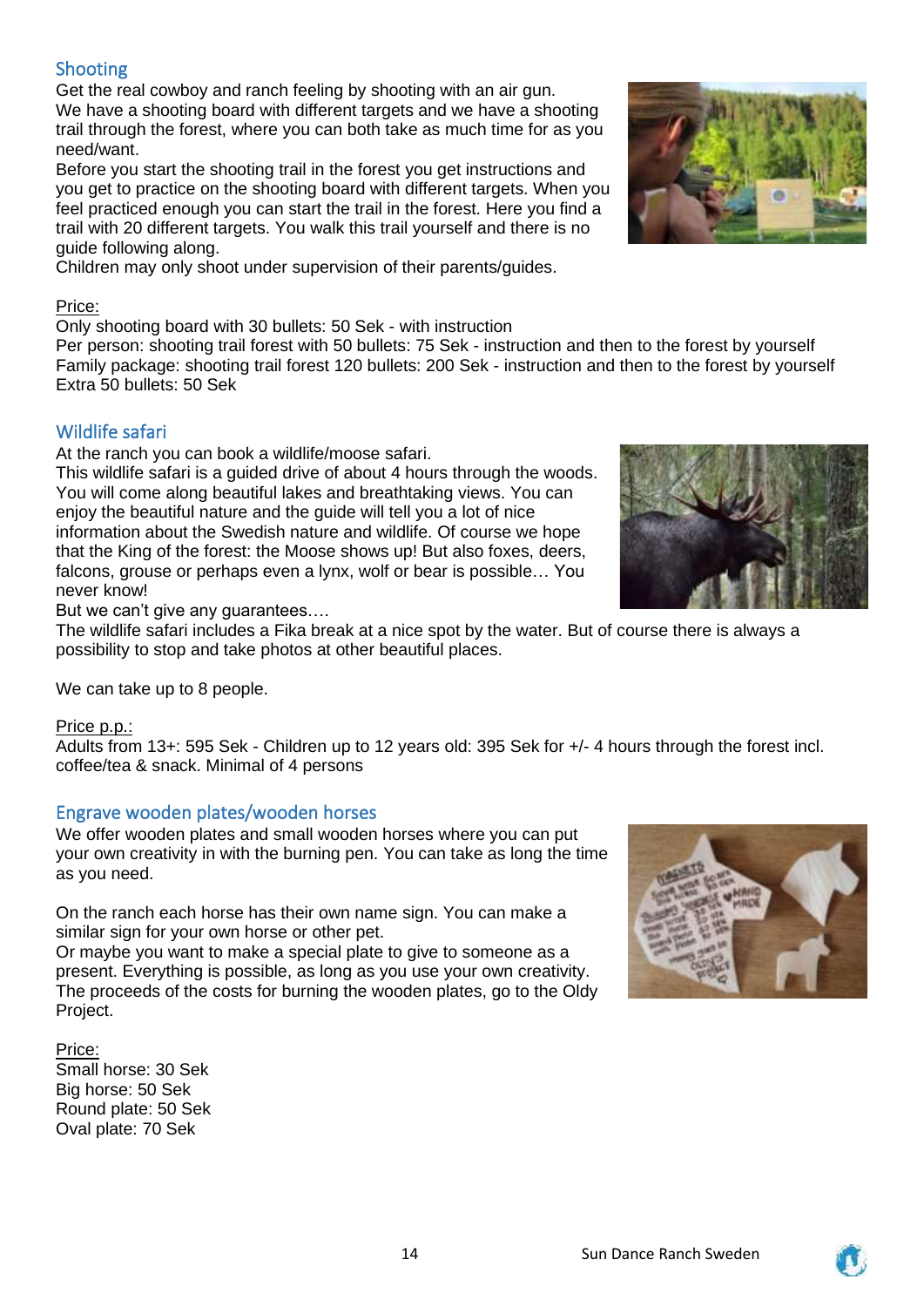## Shooting

Get the real cowboy and ranch feeling by shooting with an air gun.
We have a shooting board with different targets and we have a shooting trail through the forest, where you can both take as much time for as you need/want.
Before you start the shooting trail in the forest you get instructions and you get to practice on the shooting board with different targets. When you feel practiced enough you can start the trail in the forest. Here you find a trail with 20 different targets. You walk this trail yourself and there is no guide following along.
Children may only shoot under supervision of their parents/guides.

Price:
Only shooting board with 30 bullets: 50 Sek - with instruction
Per person: shooting trail forest with 50 bullets: 75 Sek - instruction and then to the forest by yourself
Family package: shooting trail forest 120 bullets: 200 Sek - instruction and then to the forest by yourself
Extra 50 bullets: 50 Sek

## Wildlife safari

At the ranch you can book a wildlife/moose safari.
This wildlife safari is a guided drive of about 4 hours through the woods. You will come along beautiful lakes and breathtaking views. You can enjoy the beautiful nature and the guide will tell you a lot of nice information about the Swedish nature and wildlife. Of course we hope that the King of the forest: the Moose shows up! But also foxes, deers, falcons, grouse or perhaps even a lynx, wolf or bear is possible… You never know!
But we can't give any guarantees….
The wildlife safari includes a Fika break at a nice spot by the water. But of course there is always a possibility to stop and take photos at other beautiful places.

We can take up to 8 people.

Price p.p.:
Adults from 13+: 595 Sek - Children up to 12 years old: 395 Sek for +/- 4 hours through the forest incl. coffee/tea & snack. Minimal of 4 persons

## Engrave wooden plates/wooden horses

We offer wooden plates and small wooden horses where you can put your own creativity in with the burning pen. You can take as long the time as you need.

On the ranch each horse has their own name sign. You can make a similar sign for your own horse or other pet.
Or maybe you want to make a special plate to give to someone as a present. Everything is possible, as long as you use your own creativity. The proceeds of the costs for burning the wooden plates, go to the Oldy Project.

Price:
Small horse: 30 Sek
Big horse: 50 Sek
Round plate: 50 Sek
Oval plate: 70 Sek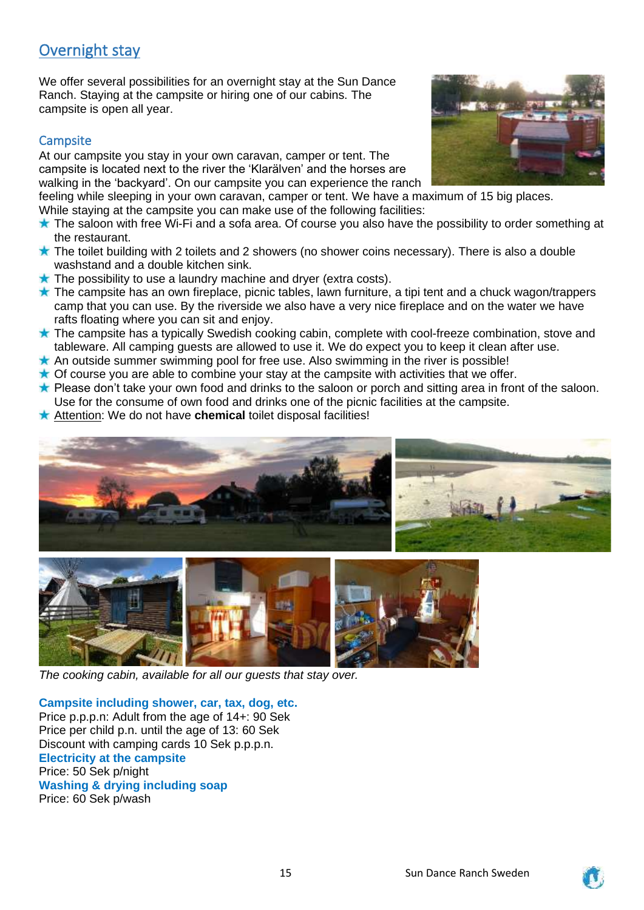## Overnight stay

We offer several possibilities for an overnight stay at the Sun Dance Ranch. Staying at the campsite or hiring one of our cabins. The campsite is open all year.

### Campsite

At our campsite you stay in your own caravan, camper or tent. The campsite is located next to the river the 'Klarälven' and the horses are walking in the 'backyard'. On our campsite you can experience the ranch feeling while sleeping in your own caravan, camper or tent. We have a maximum of 15 big places.
While staying at the campsite you can make use of the following facilities:

- The saloon with free Wi-Fi and a sofa area. Of course you also have the possibility to order something at the restaurant.
- The toilet building with 2 toilets and 2 showers (no shower coins necessary). There is also a double washstand and a double kitchen sink.
- The possibility to use a laundry machine and dryer (extra costs).
- The campsite has an own fireplace, picnic tables, lawn furniture, a tipi tent and a chuck wagon/trappers camp that you can use. By the riverside we also have a very nice fireplace and on the water we have rafts floating where you can sit and enjoy.
- The campsite has a typically Swedish cooking cabin, complete with cool-freeze combination, stove and tableware. All camping guests are allowed to use it. We do expect you to keep it clean after use.
- An outside summer swimming pool for free use. Also swimming in the river is possible!
- Of course you are able to combine your stay at the campsite with activities that we offer.
- Please don't take your own food and drinks to the saloon or porch and sitting area in front of the saloon. Use for the consume of own food and drinks one of the picnic facilities at the campsite.
- Attention: We do not have **chemical** toilet disposal facilities!

*The cooking cabin, available for all our guests that stay over.*

**Campsite including shower, car, tax, dog, etc.**
Price p.p.p.n: Adult from the age of 14+: 90 Sek
Price per child p.n. until the age of 13: 60 Sek
Discount with camping cards 10 Sek p.p.p.n.

**Electricity at the campsite**
Price: 50 Sek p/night

**Washing & drying including soap**
Price: 60 Sek p/wash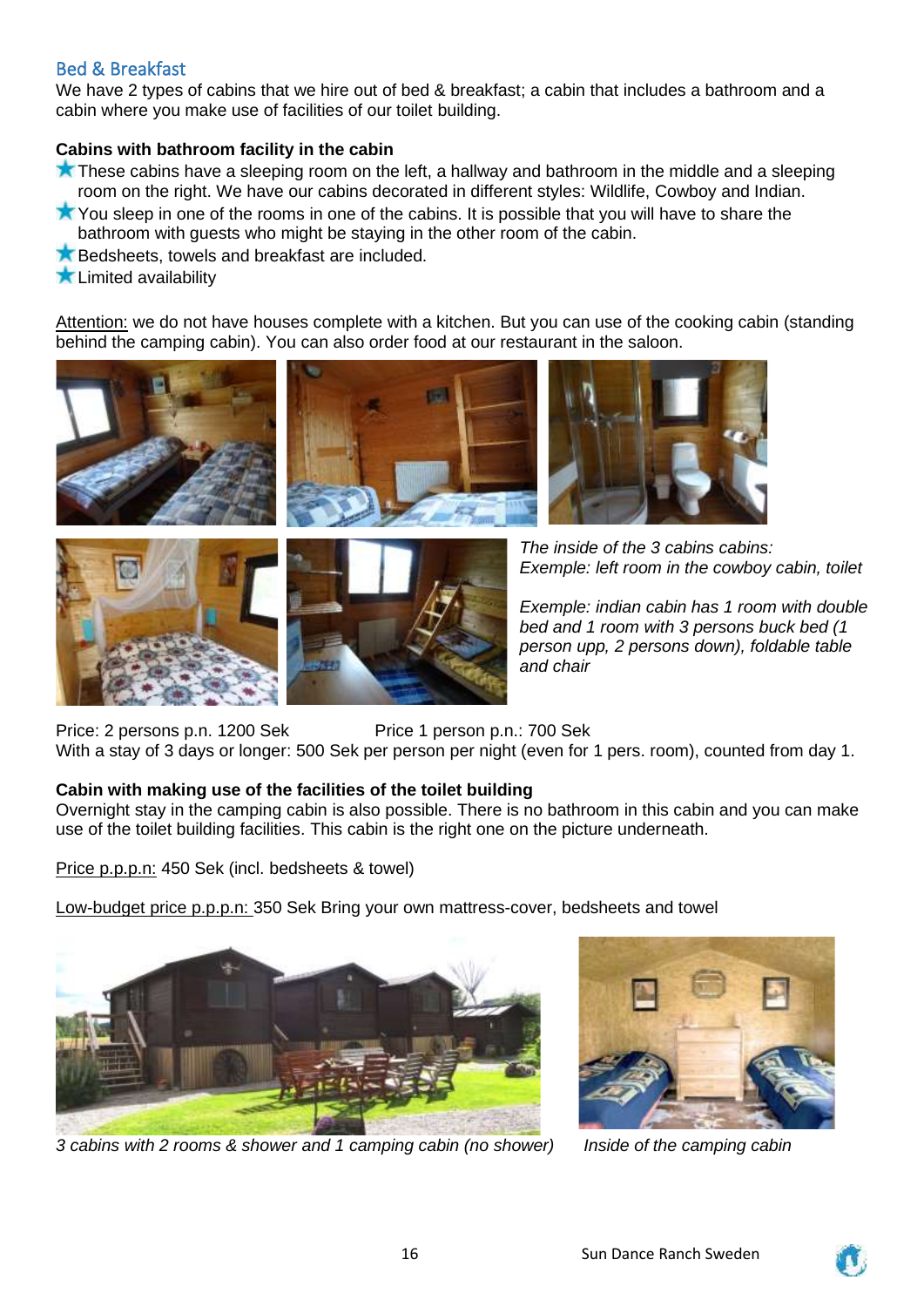## Bed & Breakfast

We have 2 types of cabins that we hire out of bed & breakfast; a cabin that includes a bathroom and a cabin where you make use of facilities of our toilet building.

**Cabins with bathroom facility in the cabin**

- These cabins have a sleeping room on the left, a hallway and bathroom in the middle and a sleeping room on the right. We have our cabins decorated in different styles: Wildlife, Cowboy and Indian.
- You sleep in one of the rooms in one of the cabins. It is possible that you will have to share the bathroom with guests who might be staying in the other room of the cabin.
- Bedsheets, towels and breakfast are included.
- Limited availability

Attention: we do not have houses complete with a kitchen. But you can use of the cooking cabin (standing behind the camping cabin). You can also order food at our restaurant in the saloon.

*The inside of the 3 cabins cabins: Exemple: left room in the cowboy cabin, toilet*

*Exemple: indian cabin has 1 room with double bed and 1 room with 3 persons buck bed (1 person upp, 2 persons down), foldable table and chair*

Price: 2 persons p.n. 1200 Sek Price 1 person p.n.: 700 Sek

With a stay of 3 days or longer: 500 Sek per person per night (even for 1 pers. room), counted from day 1.

**Cabin with making use of the facilities of the toilet building**

Overnight stay in the camping cabin is also possible. There is no bathroom in this cabin and you can make use of the toilet building facilities. This cabin is the right one on the picture underneath.

Price p.p.p.n: 450 Sek (incl. bedsheets & towel)

Low-budget price p.p.p.n: 350 Sek Bring your own mattress-cover, bedsheets and towel

*3 cabins with 2 rooms & shower and 1 camping cabin (no shower)*

*Inside of the camping cabin*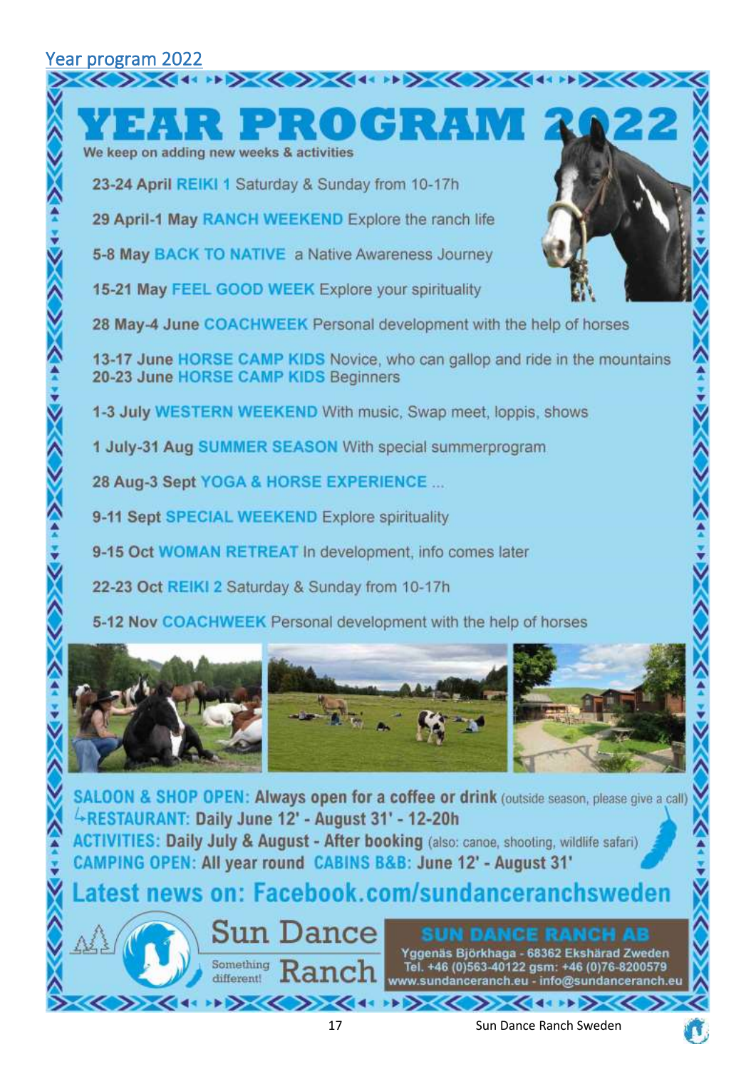## Year program 2022

# YEAR PROGRAM 2022

We keep on adding new weeks & activities

23-24 April **REIKI 1** Saturday & Sunday from 10-17h

29 April-1 May **RANCH WEEKEND** Explore the ranch life

5-8 May **BACK TO NATIVE** a Native Awareness Journey

15-21 May **FEEL GOOD WEEK** Explore your spirituality

28 May-4 June **COACHWEEK** Personal development with the help of horses

13-17 June **HORSE CAMP KIDS** Novice, who can gallop and ride in the mountains
20-23 June **HORSE CAMP KIDS** Beginners

1-3 July **WESTERN WEEKEND** With music, Swap meet, loppis, shows

1 July-31 Aug **SUMMER SEASON** With special summerprogram

28 Aug-3 Sept **YOGA & HORSE EXPERIENCE** ...

9-11 Sept **SPECIAL WEEKEND** Explore spirituality

9-15 Oct **WOMAN RETREAT** In development, info comes later

22-23 Oct **REIKI 2** Saturday & Sunday from 10-17h

5-12 Nov **COACHWEEK** Personal development with the help of horses

**SALOON & SHOP OPEN: Always open for a coffee or drink** (outside season, please give a call)
↳**RESTAURANT: Daily June 12' - August 31' - 12-20h**
**ACTIVITIES: Daily July & August - After booking** (also: canoe, shooting, wildlife safari)
**CAMPING OPEN: All year round CABINS B&B: June 12' - August 31'**

**Latest news on: Facebook.com/sundanceranchsweden**

Sun Dance Ranch
Something different!

**SUN DANCE RANCH AB**
Yggenäs Björkhaga - 68362 Ekshärad Zweden
Tel. +46 (0)563-40122 gsm: +46 (0)76-8200579
www.sundanceranch.eu - info@sundanceranch.eu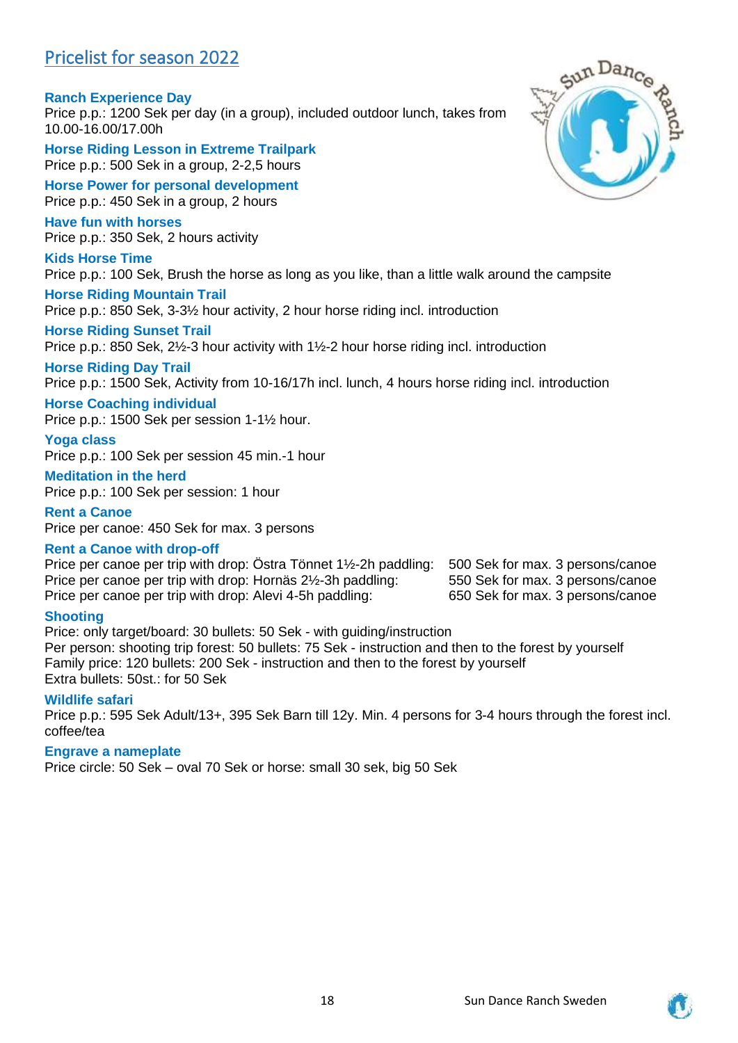## Pricelist for season 2022

### Ranch Experience Day
Price p.p.: 1200 Sek per day (in a group), included outdoor lunch, takes from 10.00-16.00/17.00h

### Horse Riding Lesson in Extreme Trailpark
Price p.p.: 500 Sek in a group, 2-2,5 hours

### Horse Power for personal development
Price p.p.: 450 Sek in a group, 2 hours

### Have fun with horses
Price p.p.: 350 Sek, 2 hours activity

### Kids Horse Time
Price p.p.: 100 Sek, Brush the horse as long as you like, than a little walk around the campsite

### Horse Riding Mountain Trail
Price p.p.: 850 Sek, 3-3½ hour activity, 2 hour horse riding incl. introduction

### Horse Riding Sunset Trail
Price p.p.: 850 Sek, 2½-3 hour activity with 1½-2 hour horse riding incl. introduction

### Horse Riding Day Trail
Price p.p.: 1500 Sek, Activity from 10-16/17h incl. lunch, 4 hours horse riding incl. introduction

### Horse Coaching individual
Price p.p.: 1500 Sek per session 1-1½ hour.

### Yoga class
Price p.p.: 100 Sek per session 45 min.-1 hour

### Meditation in the herd
Price p.p.: 100 Sek per session: 1 hour

### Rent a Canoe
Price per canoe: 450 Sek for max. 3 persons

### Rent a Canoe with drop-off
Price per canoe per trip with drop: Östra Tönnet 1½-2h paddling: 500 Sek for max. 3 persons/canoe
Price per canoe per trip with drop: Hornäs 2½-3h paddling: 550 Sek for max. 3 persons/canoe
Price per canoe per trip with drop: Alevi 4-5h paddling: 650 Sek for max. 3 persons/canoe

### Shooting
Price: only target/board: 30 bullets: 50 Sek - with guiding/instruction
Per person: shooting trip forest: 50 bullets: 75 Sek - instruction and then to the forest by yourself
Family price: 120 bullets: 200 Sek - instruction and then to the forest by yourself
Extra bullets: 50st.: for 50 Sek

### Wildlife safari
Price p.p.: 595 Sek Adult/13+, 395 Sek Barn till 12y. Min. 4 persons for 3-4 hours through the forest incl. coffee/tea

### Engrave a nameplate
Price circle: 50 Sek – oval 70 Sek or horse: small 30 sek, big 50 Sek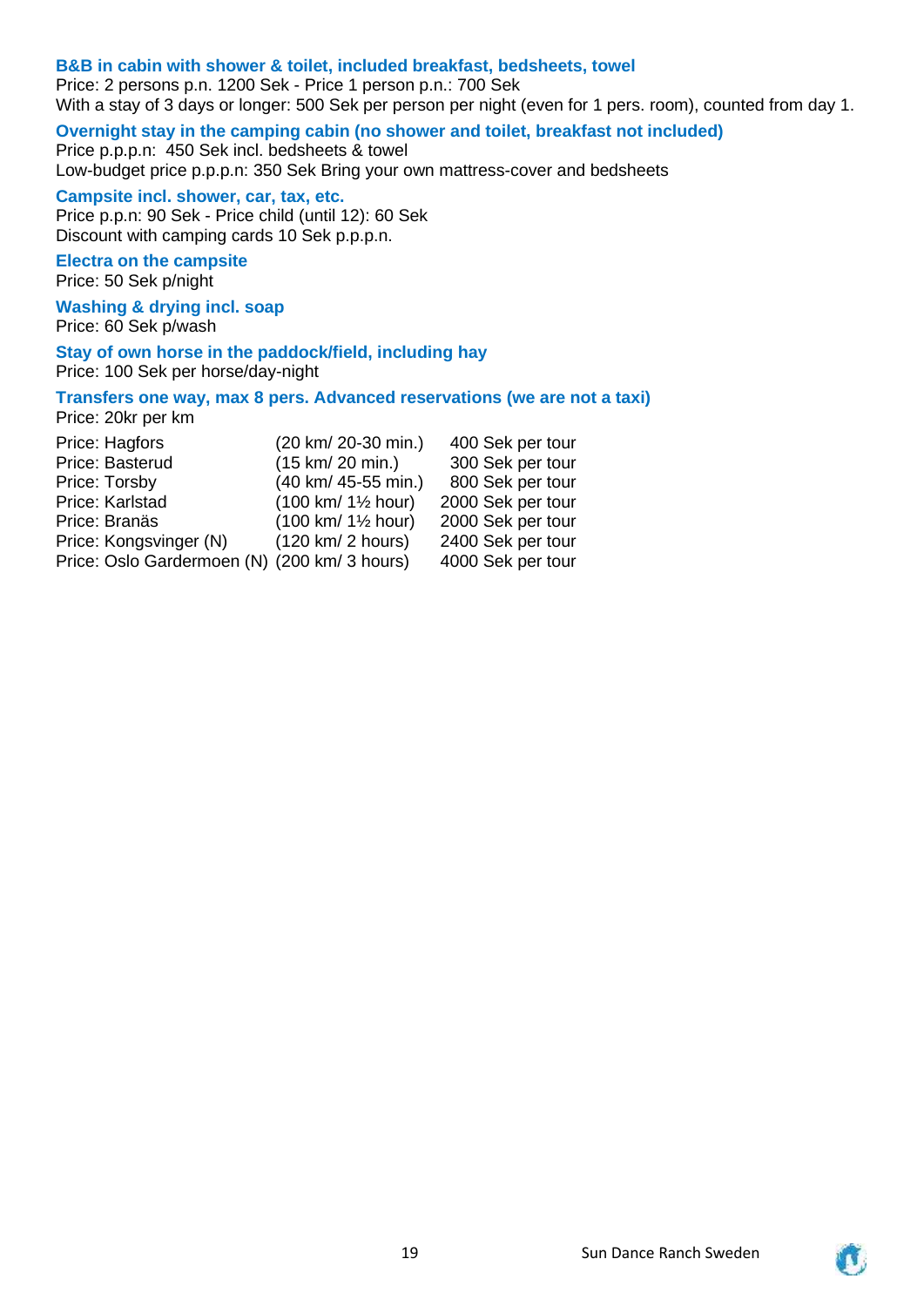**B&B in cabin with shower & toilet, included breakfast, bedsheets, towel**
Price: 2 persons p.n. 1200 Sek - Price 1 person p.n.: 700 Sek
With a stay of 3 days or longer: 500 Sek per person per night (even for 1 pers. room), counted from day 1.

**Overnight stay in the camping cabin (no shower and toilet, breakfast not included)**
Price p.p.p.n: 450 Sek incl. bedsheets & towel
Low-budget price p.p.p.n: 350 Sek Bring your own mattress-cover and bedsheets

**Campsite incl. shower, car, tax, etc.**
Price p.p.n: 90 Sek - Price child (until 12): 60 Sek
Discount with camping cards 10 Sek p.p.p.n.

**Electra on the campsite**
Price: 50 Sek p/night

**Washing & drying incl. soap**
Price: 60 Sek p/wash

**Stay of own horse in the paddock/field, including hay**
Price: 100 Sek per horse/day-night

**Transfers one way, max 8 pers. Advanced reservations (we are not a taxi)**
Price: 20kr per km

| | | |
|---|---|---|
| Price: Hagfors | (20 km/ 20-30 min.) | 400 Sek per tour |
| Price: Basterud | (15 km/ 20 min.) | 300 Sek per tour |
| Price: Torsby | (40 km/ 45-55 min.) | 800 Sek per tour |
| Price: Karlstad | (100 km/ 1½ hour) | 2000 Sek per tour |
| Price: Branäs | (100 km/ 1½ hour) | 2000 Sek per tour |
| Price: Kongsvinger (N) | (120 km/ 2 hours) | 2400 Sek per tour |
| Price: Oslo Gardermoen (N) | (200 km/ 3 hours) | 4000 Sek per tour |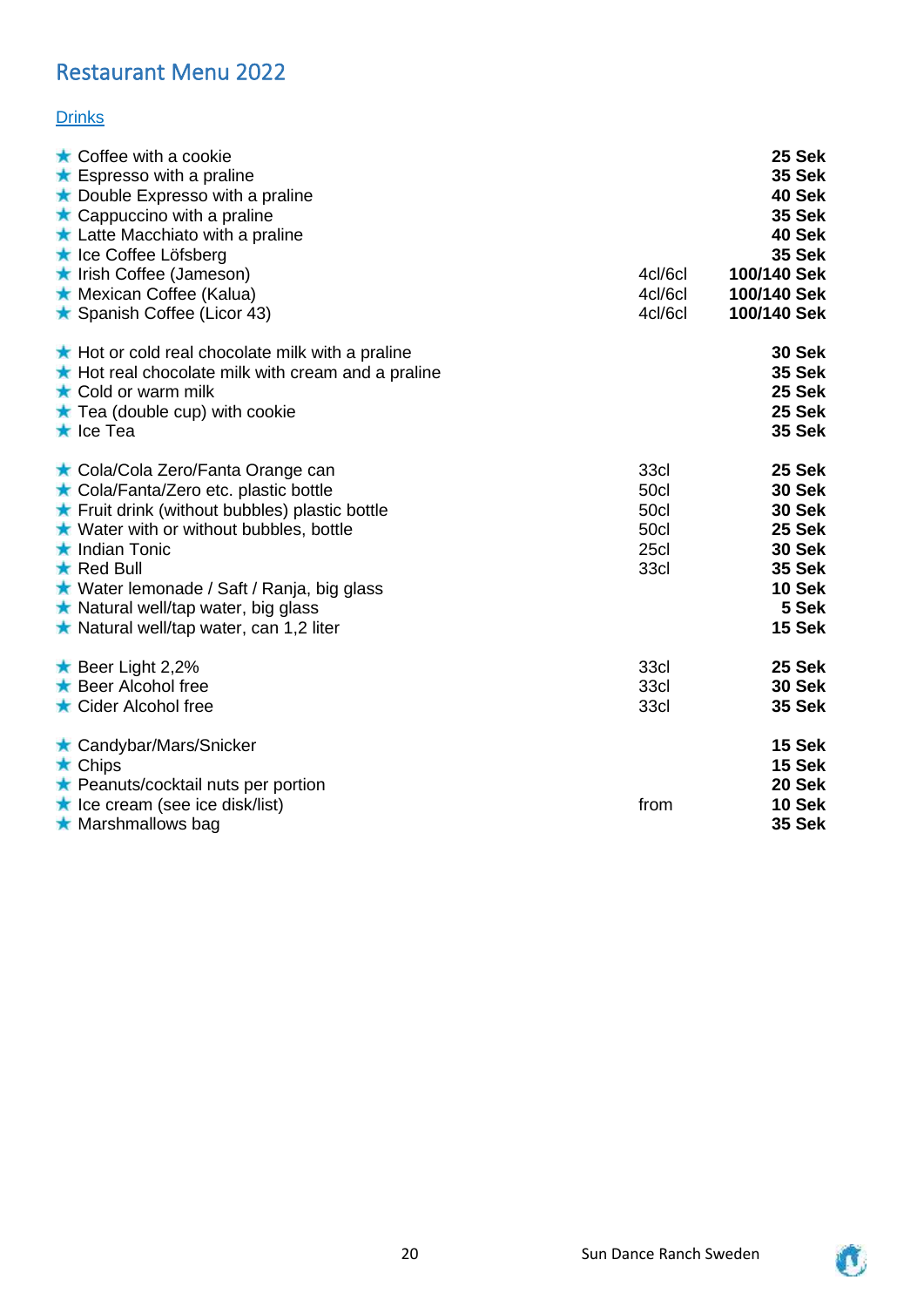# Restaurant Menu 2022

## Drinks

| Item | Size | Price |
|---|---|---|
| ★ Coffee with a cookie | | **25 Sek** |
| ★ Espresso with a praline | | **35 Sek** |
| ★ Double Expresso with a praline | | **40 Sek** |
| ★ Cappuccino with a praline | | **35 Sek** |
| ★ Latte Macchiato with a praline | | **40 Sek** |
| ★ Ice Coffee Löfsberg | | **35 Sek** |
| ★ Irish Coffee (Jameson) | 4cl/6cl | **100/140 Sek** |
| ★ Mexican Coffee (Kalua) | 4cl/6cl | **100/140 Sek** |
| ★ Spanish Coffee (Licor 43) | 4cl/6cl | **100/140 Sek** |
| | | |
| ★ Hot or cold real chocolate milk with a praline | | **30 Sek** |
| ★ Hot real chocolate milk with cream and a praline | | **35 Sek** |
| ★ Cold or warm milk | | **25 Sek** |
| ★ Tea (double cup) with cookie | | **25 Sek** |
| ★ Ice Tea | | **35 Sek** |
| | | |
| ★ Cola/Cola Zero/Fanta Orange can | 33cl | **25 Sek** |
| ★ Cola/Fanta/Zero etc. plastic bottle | 50cl | **30 Sek** |
| ★ Fruit drink (without bubbles) plastic bottle | 50cl | **30 Sek** |
| ★ Water with or without bubbles, bottle | 50cl | **25 Sek** |
| ★ Indian Tonic | 25cl | **30 Sek** |
| ★ Red Bull | 33cl | **35 Sek** |
| ★ Water lemonade / Saft / Ranja, big glass | | **10 Sek** |
| ★ Natural well/tap water, big glass | | **5 Sek** |
| ★ Natural well/tap water, can 1,2 liter | | **15 Sek** |
| | | |
| ★ Beer Light 2,2% | 33cl | **25 Sek** |
| ★ Beer Alcohol free | 33cl | **30 Sek** |
| ★ Cider Alcohol free | 33cl | **35 Sek** |
| | | |
| ★ Candybar/Mars/Snicker | | **15 Sek** |
| ★ Chips | | **15 Sek** |
| ★ Peanuts/cocktail nuts per portion | | **20 Sek** |
| ★ Ice cream (see ice disk/list) | from | **10 Sek** |
| ★ Marshmallows bag | | **35 Sek** |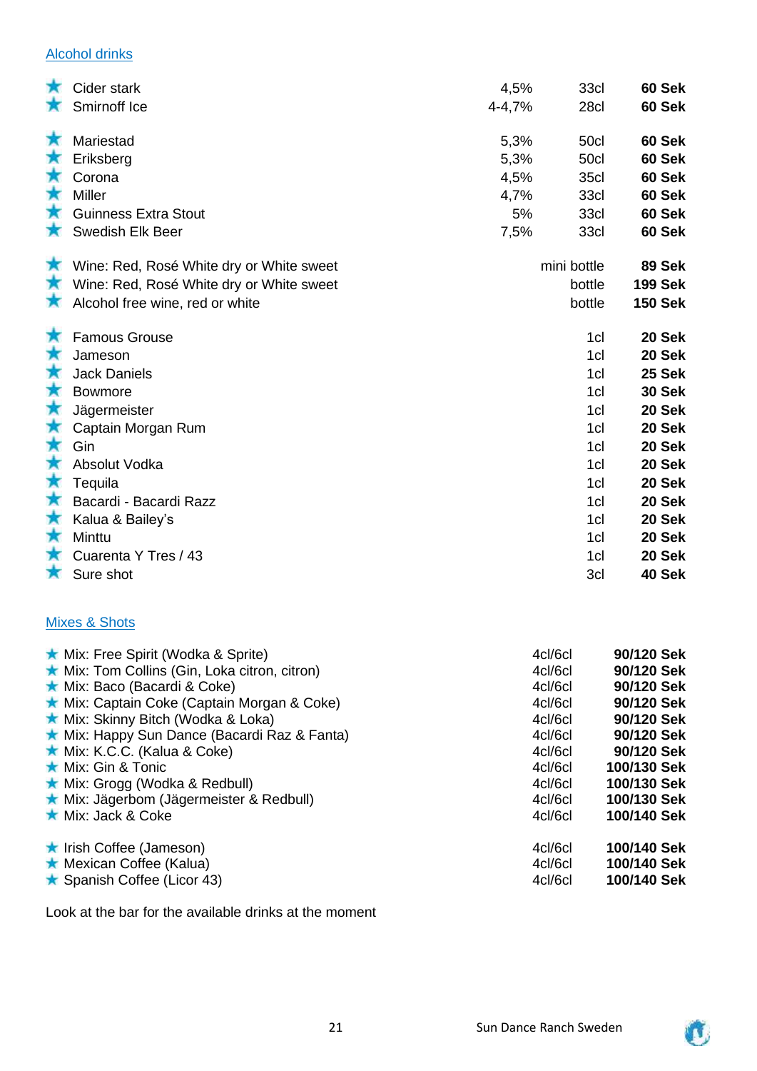## Alcohol drinks

| | | | |
|---|---|---|---|
| ★ Cider stark | 4,5% | 33cl | **60 Sek** |
| ★ Smirnoff Ice | 4-4,7% | 28cl | **60 Sek** |
| ★ Mariestad | 5,3% | 50cl | **60 Sek** |
| ★ Eriksberg | 5,3% | 50cl | **60 Sek** |
| ★ Corona | 4,5% | 35cl | **60 Sek** |
| ★ Miller | 4,7% | 33cl | **60 Sek** |
| ★ Guinness Extra Stout | 5% | 33cl | **60 Sek** |
| ★ Swedish Elk Beer | 7,5% | 33cl | **60 Sek** |
| ★ Wine: Red, Rosé White dry or White sweet | | mini bottle | **89 Sek** |
| ★ Wine: Red, Rosé White dry or White sweet | | bottle | **199 Sek** |
| ★ Alcohol free wine, red or white | | bottle | **150 Sek** |
| ★ Famous Grouse | | 1cl | **20 Sek** |
| ★ Jameson | | 1cl | **20 Sek** |
| ★ Jack Daniels | | 1cl | **25 Sek** |
| ★ Bowmore | | 1cl | **30 Sek** |
| ★ Jägermeister | | 1cl | **20 Sek** |
| ★ Captain Morgan Rum | | 1cl | **20 Sek** |
| ★ Gin | | 1cl | **20 Sek** |
| ★ Absolut Vodka | | 1cl | **20 Sek** |
| ★ Tequila | | 1cl | **20 Sek** |
| ★ Bacardi - Bacardi Razz | | 1cl | **20 Sek** |
| ★ Kalua & Bailey's | | 1cl | **20 Sek** |
| ★ Minttu | | 1cl | **20 Sek** |
| ★ Cuarenta Y Tres / 43 | | 1cl | **20 Sek** |
| ★ Sure shot | | 3cl | **40 Sek** |

## Mixes & Shots

| | | |
|---|---|---|
| ★ Mix: Free Spirit (Wodka & Sprite) | 4cl/6cl | **90/120 Sek** |
| ★ Mix: Tom Collins (Gin, Loka citron, citron) | 4cl/6cl | **90/120 Sek** |
| ★ Mix: Baco (Bacardi & Coke) | 4cl/6cl | **90/120 Sek** |
| ★ Mix: Captain Coke (Captain Morgan & Coke) | 4cl/6cl | **90/120 Sek** |
| ★ Mix: Skinny Bitch (Wodka & Loka) | 4cl/6cl | **90/120 Sek** |
| ★ Mix: Happy Sun Dance (Bacardi Raz & Fanta) | 4cl/6cl | **90/120 Sek** |
| ★ Mix: K.C.C. (Kalua & Coke) | 4cl/6cl | **90/120 Sek** |
| ★ Mix: Gin & Tonic | 4cl/6cl | **100/130 Sek** |
| ★ Mix: Grogg (Wodka & Redbull) | 4cl/6cl | **100/130 Sek** |
| ★ Mix: Jägerbom (Jägermeister & Redbull) | 4cl/6cl | **100/130 Sek** |
| ★ Mix: Jack & Coke | 4cl/6cl | **100/140 Sek** |
| ★ Irish Coffee (Jameson) | 4cl/6cl | **100/140 Sek** |
| ★ Mexican Coffee (Kalua) | 4cl/6cl | **100/140 Sek** |
| ★ Spanish Coffee (Licor 43) | 4cl/6cl | **100/140 Sek** |

Look at the bar for the available drinks at the moment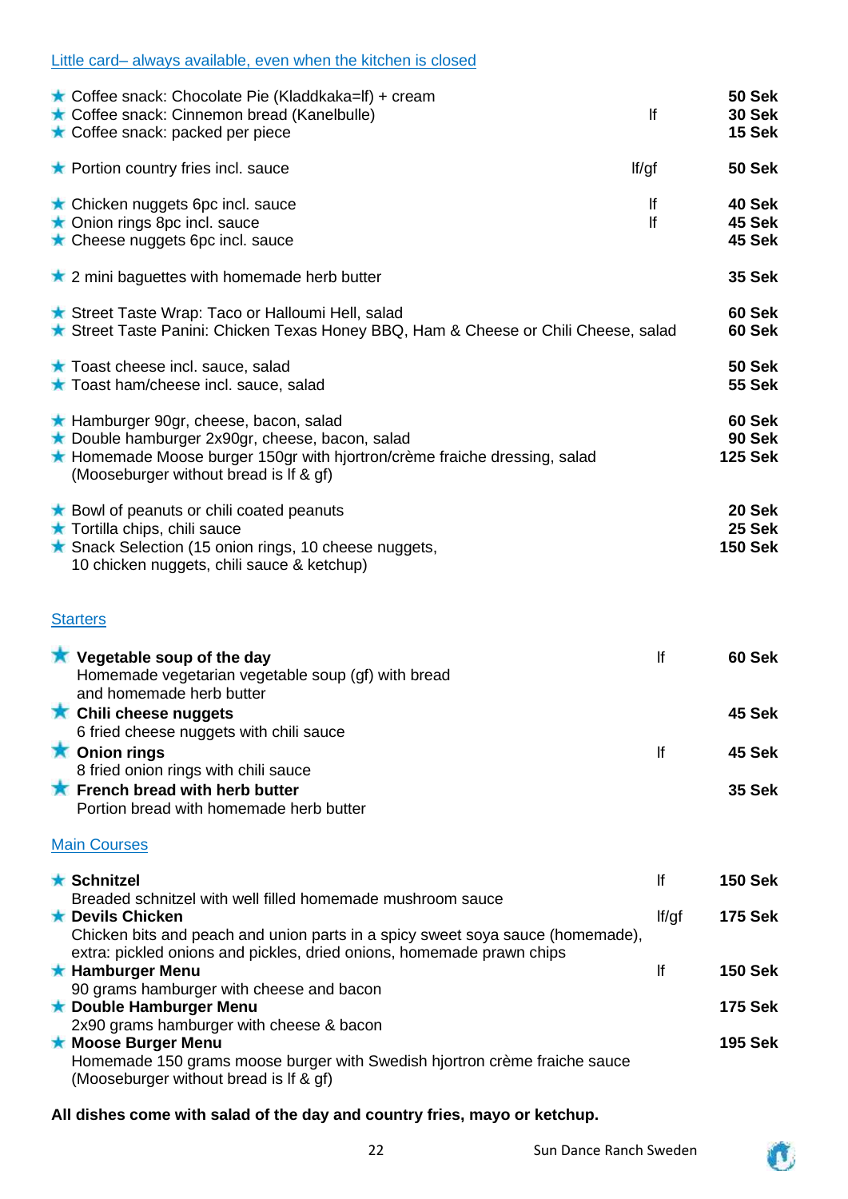## Little card– always available, even when the kitchen is closed

| Item | | Price |
|---|---|---|
| ★ Coffee snack: Chocolate Pie (Kladdkaka=lf) + cream | | **50 Sek** |
| ★ Coffee snack: Cinnemon bread (Kanelbulle) | lf | **30 Sek** |
| ★ Coffee snack: packed per piece | | **15 Sek** |
| ★ Portion country fries incl. sauce | lf/gf | **50 Sek** |
| ★ Chicken nuggets 6pc incl. sauce | lf | **40 Sek** |
| ★ Onion rings 8pc incl. sauce | lf | **45 Sek** |
| ★ Cheese nuggets 6pc incl. sauce | | **45 Sek** |
| ★ 2 mini baguettes with homemade herb butter | | **35 Sek** |
| ★ Street Taste Wrap: Taco or Halloumi Hell, salad | | **60 Sek** |
| ★ Street Taste Panini: Chicken Texas Honey BBQ, Ham & Cheese or Chili Cheese, salad | | **60 Sek** |
| ★ Toast cheese incl. sauce, salad | | **50 Sek** |
| ★ Toast ham/cheese incl. sauce, salad | | **55 Sek** |
| ★ Hamburger 90gr, cheese, bacon, salad | | **60 Sek** |
| ★ Double hamburger 2x90gr, cheese, bacon, salad | | **90 Sek** |
| ★ Homemade Moose burger 150gr with hjortron/crème fraiche dressing, salad (Mooseburger without bread is lf & gf) | | **125 Sek** |
| ★ Bowl of peanuts or chili coated peanuts | | **20 Sek** |
| ★ Tortilla chips, chili sauce | | **25 Sek** |
| ★ Snack Selection (15 onion rings, 10 cheese nuggets, 10 chicken nuggets, chili sauce & ketchup) | | **150 Sek** |

## Starters

| Item | | Price |
|---|---|---|
| ★ **Vegetable soup of the day**<br>Homemade vegetarian vegetable soup (gf) with bread and homemade herb butter | lf | **60 Sek** |
| ★ **Chili cheese nuggets**<br>6 fried cheese nuggets with chili sauce | | **45 Sek** |
| ★ **Onion rings**<br>8 fried onion rings with chili sauce | lf | **45 Sek** |
| ★ **French bread with herb butter**<br>Portion bread with homemade herb butter | | **35 Sek** |

## Main Courses

| Item | | Price |
|---|---|---|
| ★ **Schnitzel**<br>Breaded schnitzel with well filled homemade mushroom sauce | lf | **150 Sek** |
| ★ **Devils Chicken**<br>Chicken bits and peach and union parts in a spicy sweet soya sauce (homemade), extra: pickled onions and pickles, dried onions, homemade prawn chips | lf/gf | **175 Sek** |
| ★ **Hamburger Menu**<br>90 grams hamburger with cheese and bacon | lf | **150 Sek** |
| ★ **Double Hamburger Menu**<br>2x90 grams hamburger with cheese & bacon | | **175 Sek** |
| ★ **Moose Burger Menu**<br>Homemade 150 grams moose burger with Swedish hjortron crème fraiche sauce (Mooseburger without bread is lf & gf) | | **195 Sek** |

**All dishes come with salad of the day and country fries, mayo or ketchup.**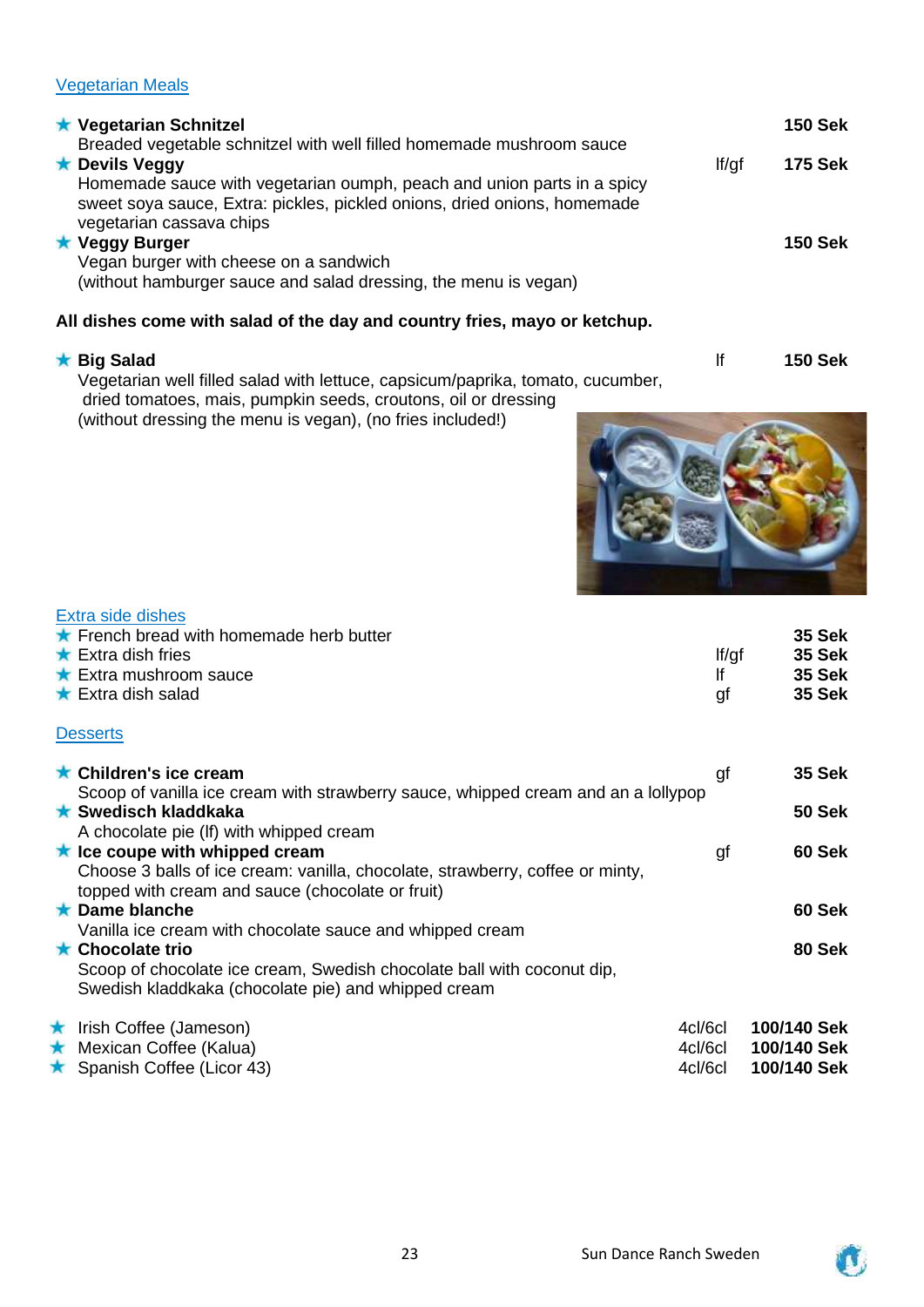## Vegetarian Meals

★ **Vegetarian Schnitzel** — **150 Sek**
Breaded vegetable schnitzel with well filled homemade mushroom sauce

★ **Devils Veggy** — lf/gf — **175 Sek**
Homemade sauce with vegetarian oumph, peach and union parts in a spicy sweet soya sauce, Extra: pickles, pickled onions, dried onions, homemade vegetarian cassava chips

★ **Veggy Burger** — **150 Sek**
Vegan burger with cheese on a sandwich
(without hamburger sauce and salad dressing, the menu is vegan)

**All dishes come with salad of the day and country fries, mayo or ketchup.**

★ **Big Salad** — lf — **150 Sek**
Vegetarian well filled salad with lettuce, capsicum/paprika, tomato, cucumber, dried tomatoes, mais, pumpkin seeds, croutons, oil or dressing
(without dressing the menu is vegan), (no fries included!)

## Extra side dishes

| | | |
|---|---|---|
| ★ French bread with homemade herb butter | | **35 Sek** |
| ★ Extra dish fries | lf/gf | **35 Sek** |
| ★ Extra mushroom sauce | lf | **35 Sek** |
| ★ Extra dish salad | gf | **35 Sek** |

## Desserts

★ **Children's ice cream** — gf — **35 Sek**
Scoop of vanilla ice cream with strawberry sauce, whipped cream and an a lollypop

★ **Swedisch kladdkaka** — **50 Sek**
A chocolate pie (lf) with whipped cream

★ **Ice coupe with whipped cream** — gf — **60 Sek**
Choose 3 balls of ice cream: vanilla, chocolate, strawberry, coffee or minty, topped with cream and sauce (chocolate or fruit)

★ **Dame blanche** — **60 Sek**
Vanilla ice cream with chocolate sauce and whipped cream

★ **Chocolate trio** — **80 Sek**
Scoop of chocolate ice cream, Swedish chocolate ball with coconut dip, Swedish kladdkaka (chocolate pie) and whipped cream

| | | |
|---|---|---|
| ★ Irish Coffee (Jameson) | 4cl/6cl | **100/140 Sek** |
| ★ Mexican Coffee (Kalua) | 4cl/6cl | **100/140 Sek** |
| ★ Spanish Coffee (Licor 43) | 4cl/6cl | **100/140 Sek** |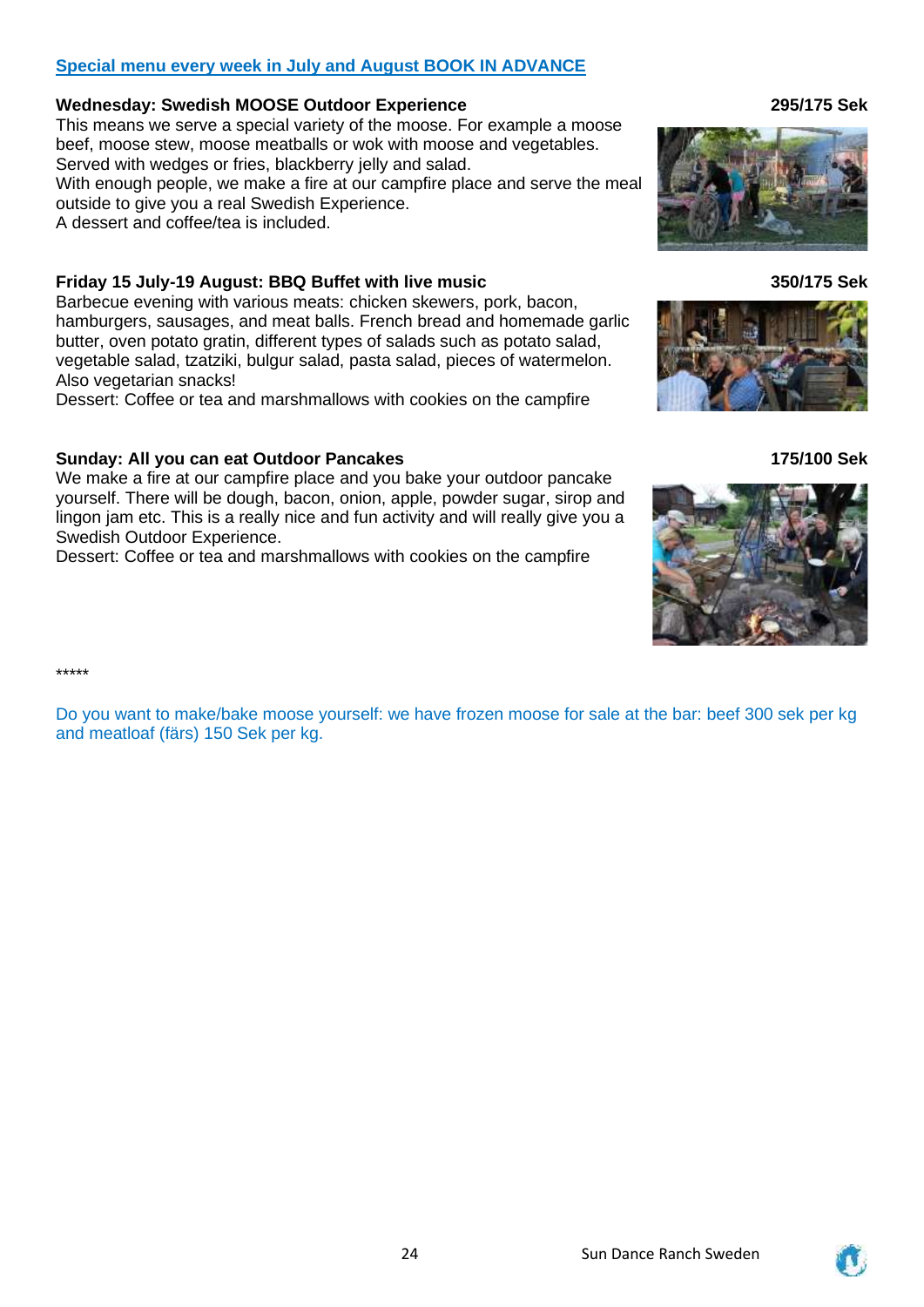**Special menu every week in July and August BOOK IN ADVANCE**

**Wednesday: Swedish MOOSE Outdoor Experience** **295/175 Sek**

This means we serve a special variety of the moose. For example a moose beef, moose stew, moose meatballs or wok with moose and vegetables. Served with wedges or fries, blackberry jelly and salad.
With enough people, we make a fire at our campfire place and serve the meal outside to give you a real Swedish Experience.
A dessert and coffee/tea is included.

**Friday 15 July-19 August: BBQ Buffet with live music** **350/175 Sek**

Barbecue evening with various meats: chicken skewers, pork, bacon, hamburgers, sausages, and meat balls. French bread and homemade garlic butter, oven potato gratin, different types of salads such as potato salad, vegetable salad, tzatziki, bulgur salad, pasta salad, pieces of watermelon.
Also vegetarian snacks!
Dessert: Coffee or tea and marshmallows with cookies on the campfire

**Sunday: All you can eat Outdoor Pancakes** **175/100 Sek**

We make a fire at our campfire place and you bake your outdoor pancake yourself. There will be dough, bacon, onion, apple, powder sugar, sirop and lingon jam etc. This is a really nice and fun activity and will really give you a Swedish Outdoor Experience.
Dessert: Coffee or tea and marshmallows with cookies on the campfire

*****

Do you want to make/bake moose yourself: we have frozen moose for sale at the bar: beef 300 sek per kg and meatloaf (färs) 150 Sek per kg.